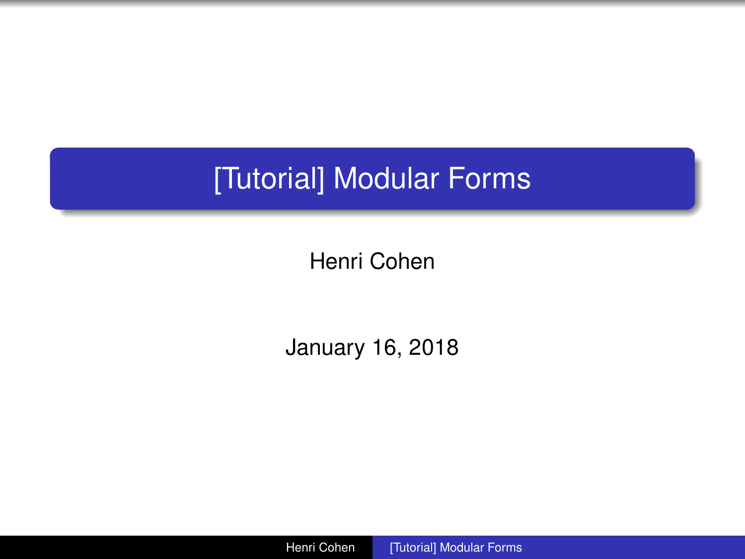# [Tutorial] Modular Forms

Henri Cohen

January 16, 2018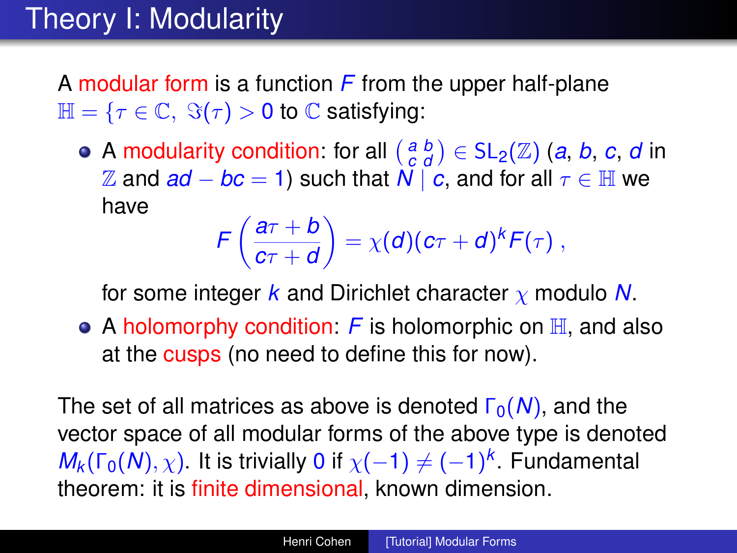# Theory I: Modularity

A modular form is a function $F$ from the upper half-plane $\mathbb{H} = \{\tau \in \mathbb{C},\ \Im(\tau) > 0$ to $\mathbb{C}$ satisfying:

- A modularity condition: for all $\left(\begin{smallmatrix} a & b \\ c & d \end{smallmatrix}\right) \in \mathrm{SL}_2(\mathbb{Z})$ ($a$, $b$, $c$, $d$ in $\mathbb{Z}$ and $ad - bc = 1$) such that $N \mid c$, and for all $\tau \in \mathbb{H}$ we have
$$F\left(\frac{a\tau + b}{c\tau + d}\right) = \chi(d)(c\tau + d)^k F(\tau)\ ,$$
for some integer $k$ and Dirichlet character $\chi$ modulo $N$.
- A holomorphy condition: $F$ is holomorphic on $\mathbb{H}$, and also at the cusps (no need to define this for now).

The set of all matrices as above is denoted $\Gamma_0(N)$, and the vector space of all modular forms of the above type is denoted $M_k(\Gamma_0(N), \chi)$. It is trivially $0$ if $\chi(-1) \neq (-1)^k$. Fundamental theorem: it is finite dimensional, known dimension.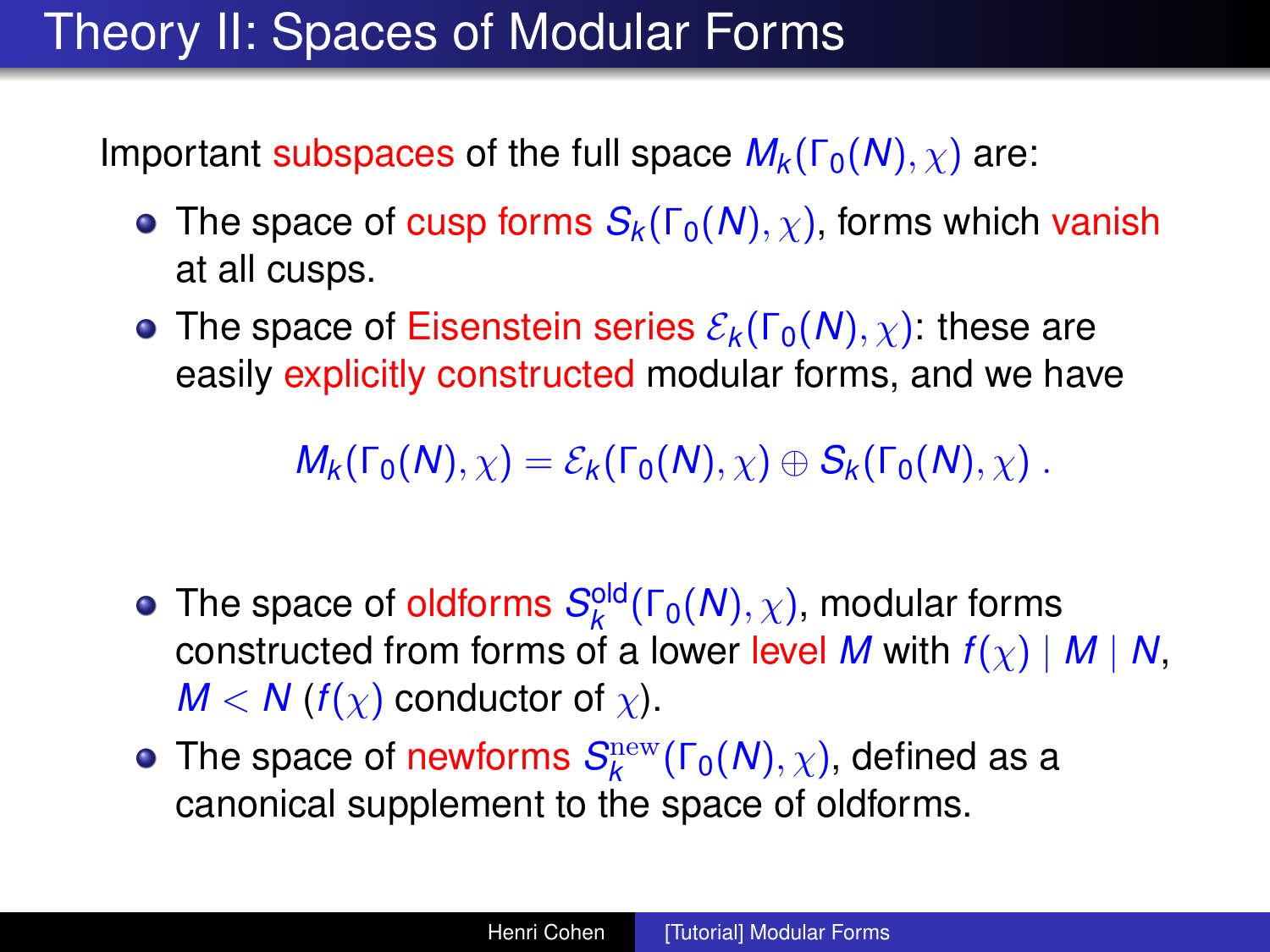# Theory II: Spaces of Modular Forms

Important subspaces of the full space $M_k(\Gamma_0(N), \chi)$ are:

- The space of cusp forms $S_k(\Gamma_0(N), \chi)$, forms which vanish at all cusps.
- The space of Eisenstein series $\mathcal{E}_k(\Gamma_0(N), \chi)$: these are easily explicitly constructed modular forms, and we have

$$M_k(\Gamma_0(N), \chi) = \mathcal{E}_k(\Gamma_0(N), \chi) \oplus S_k(\Gamma_0(N), \chi) \; .$$

- The space of oldforms $S_k^{\text{old}}(\Gamma_0(N), \chi)$, modular forms constructed from forms of a lower level $M$ with $f(\chi) \mid M \mid N$, $M < N$ ($f(\chi)$ conductor of $\chi$).
- The space of newforms $S_k^{\mathrm{new}}(\Gamma_0(N), \chi)$, defined as a canonical supplement to the space of oldforms.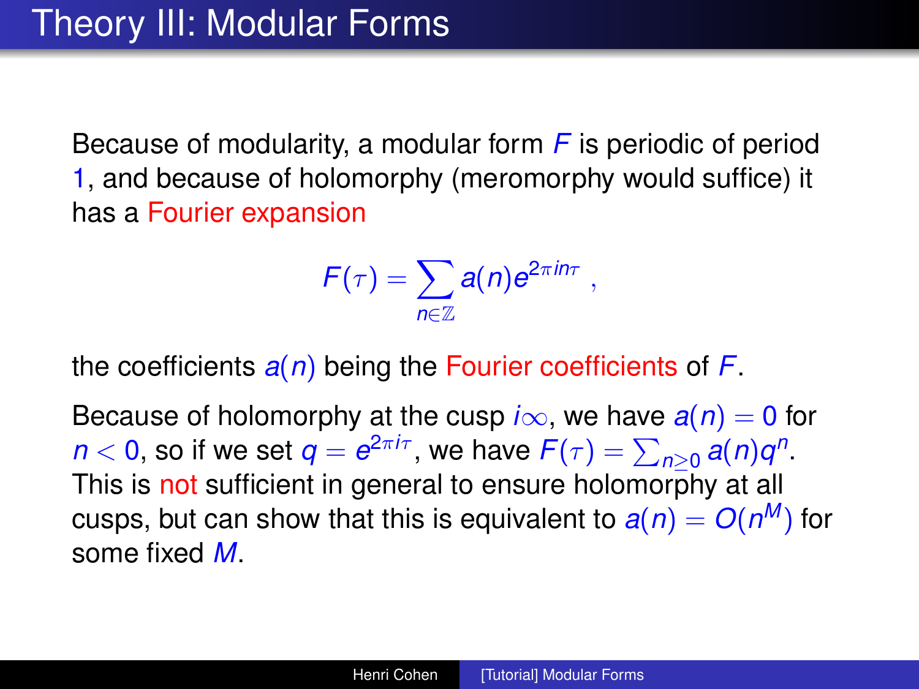# Theory III: Modular Forms

Because of modularity, a modular form $F$ is periodic of period $1$, and because of holomorphy (meromorphy would suffice) it has a Fourier expansion

$$F(\tau) = \sum_{n \in \mathbb{Z}} a(n) e^{2\pi i n \tau} ,$$

the coefficients $a(n)$ being the Fourier coefficients of $F$.

Because of holomorphy at the cusp $i\infty$, we have $a(n) = 0$ for $n < 0$, so if we set $q = e^{2\pi i \tau}$, we have $F(\tau) = \sum_{n \geq 0} a(n) q^n$. This is not sufficient in general to ensure holomorphy at all cusps, but can show that this is equivalent to $a(n) = O(n^M)$ for some fixed $M$.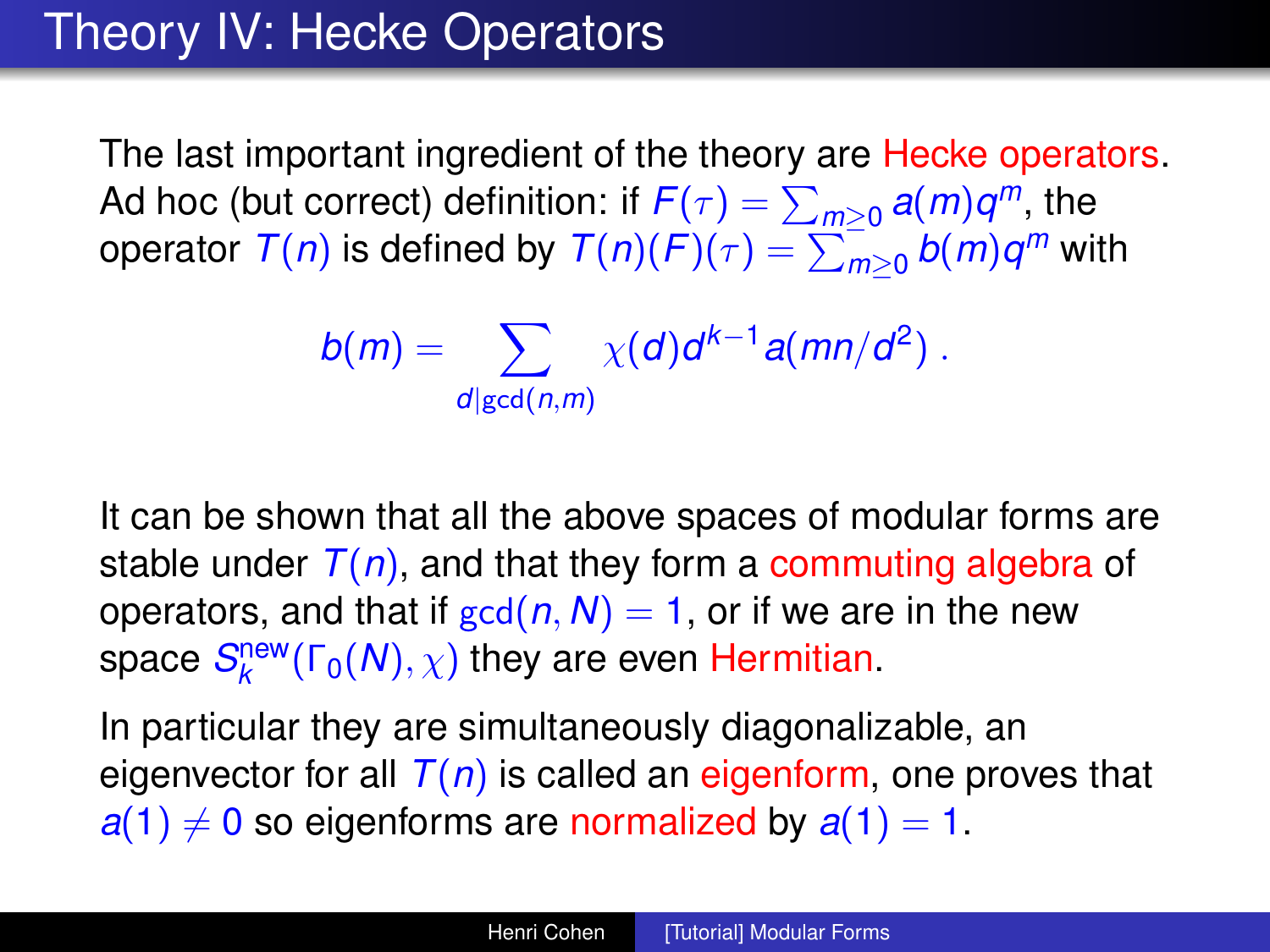# Theory IV: Hecke Operators

The last important ingredient of the theory are Hecke operators. Ad hoc (but correct) definition: if $F(\tau) = \sum_{m \geq 0} a(m)q^m$, the operator $T(n)$ is defined by $T(n)(F)(\tau) = \sum_{m \geq 0} b(m)q^m$ with

$$b(m) = \sum_{d \mid \gcd(n,m)} \chi(d) d^{k-1} a(mn/d^2) \,.$$

It can be shown that all the above spaces of modular forms are stable under $T(n)$, and that they form a commuting algebra of operators, and that if $\gcd(n, N) = 1$, or if we are in the new space $S_k^{\text{new}}(\Gamma_0(N), \chi)$ they are even Hermitian.

In particular they are simultaneously diagonalizable, an eigenvector for all $T(n)$ is called an eigenform, one proves that $a(1) \neq 0$ so eigenforms are normalized by $a(1) = 1$.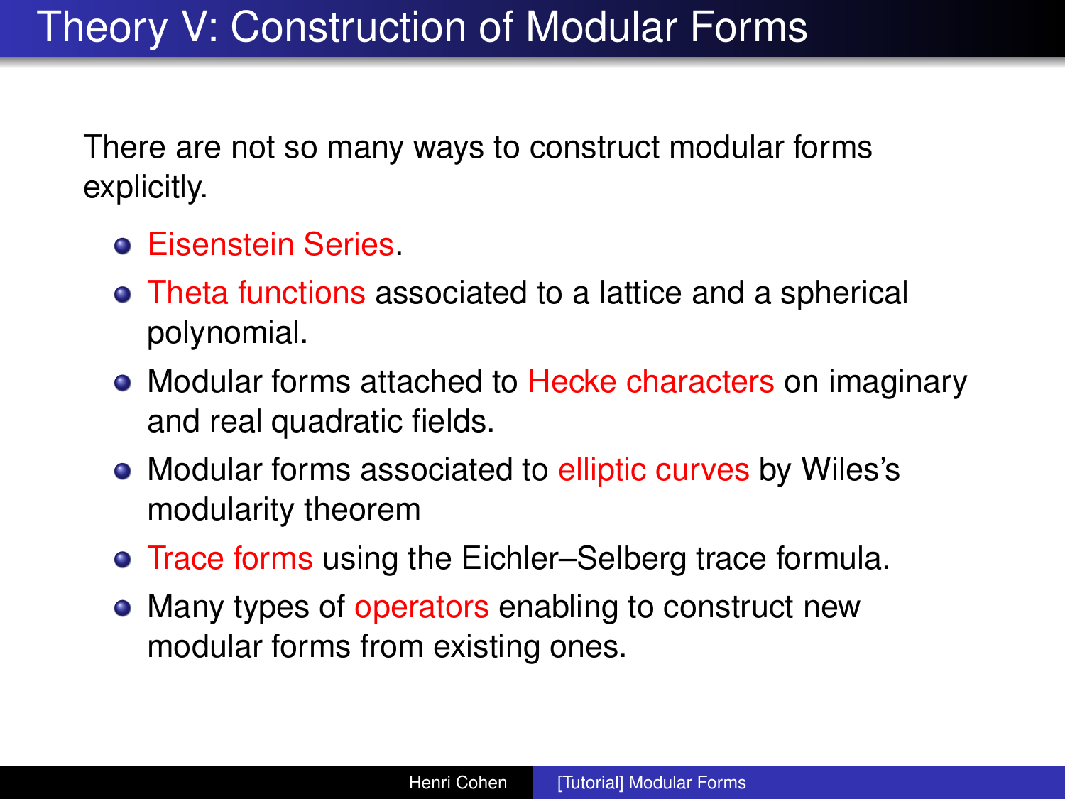# Theory V: Construction of Modular Forms

There are not so many ways to construct modular forms explicitly.

- Eisenstein Series.
- Theta functions associated to a lattice and a spherical polynomial.
- Modular forms attached to Hecke characters on imaginary and real quadratic fields.
- Modular forms associated to elliptic curves by Wiles's modularity theorem
- Trace forms using the Eichler–Selberg trace formula.
- Many types of operators enabling to construct new modular forms from existing ones.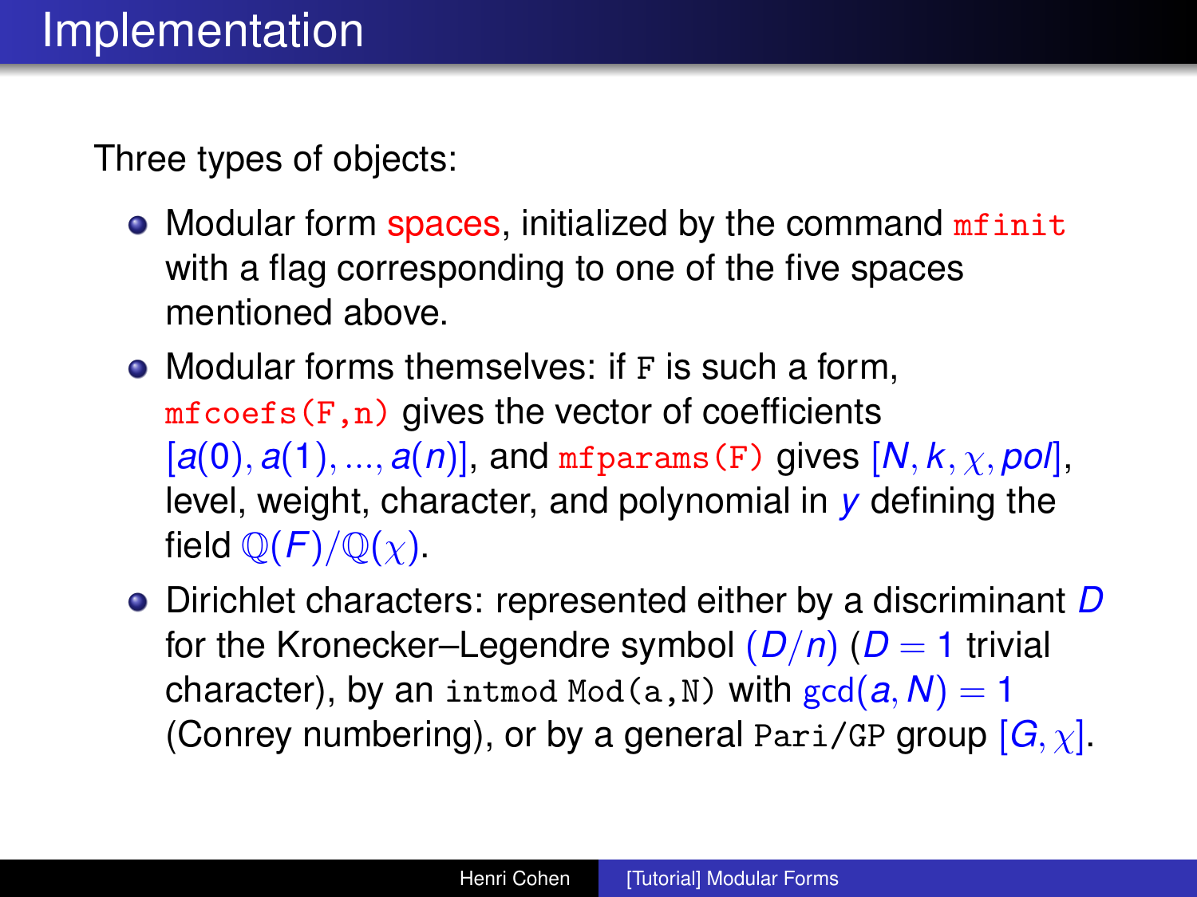# Implementation

Three types of objects:

- Modular form spaces, initialized by the command `mfinit` with a flag corresponding to one of the five spaces mentioned above.
- Modular forms themselves: if `F` is such a form, `mfcoefs(F,n)` gives the vector of coefficients $[a(0), a(1), ..., a(n)]$, and `mfparams(F)` gives $[N, k, \chi, pol]$, level, weight, character, and polynomial in $y$ defining the field $\mathbb{Q}(F)/\mathbb{Q}(\chi)$.
- Dirichlet characters: represented either by a discriminant $D$ for the Kronecker–Legendre symbol $(D/n)$ ($D = 1$ trivial character), by an `intmod` `Mod(a,N)` with $\gcd(a, N) = 1$ (Conrey numbering), or by a general `Pari/GP` group $[G, \chi]$.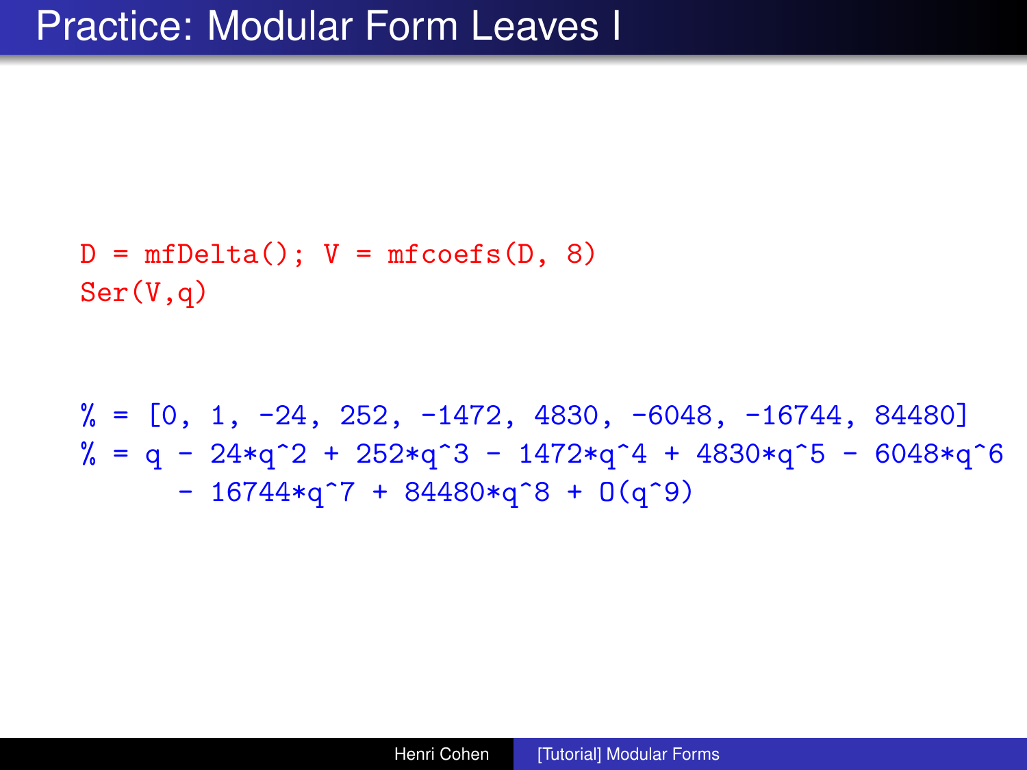# Practice: Modular Form Leaves I

```
D = mfDelta(); V = mfcoefs(D, 8)
Ser(V,q)
```

```
% = [0, 1, -24, 252, -1472, 4830, -6048, -16744, 84480]
% = q - 24*q^2 + 252*q^3 - 1472*q^4 + 4830*q^5 - 6048*q^6
    - 16744*q^7 + 84480*q^8 + O(q^9)
```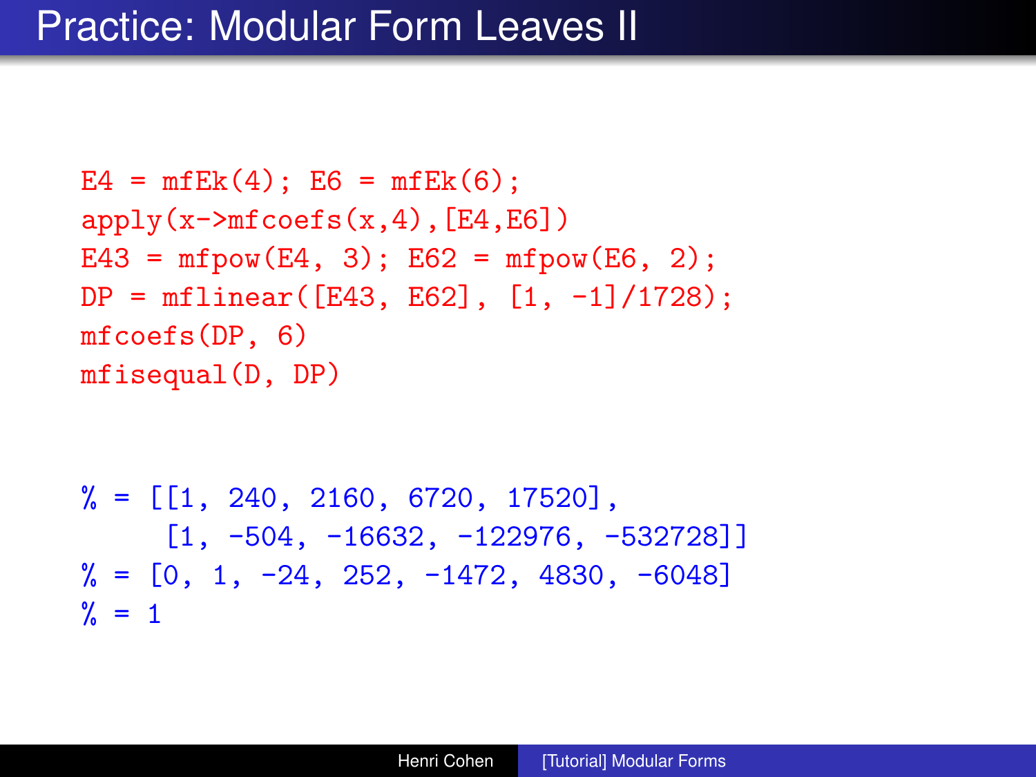# Practice: Modular Form Leaves II

```
E4 = mfEk(4); E6 = mfEk(6);
apply(x->mfcoefs(x,4),[E4,E6])
E43 = mfpow(E4, 3); E62 = mfpow(E6, 2);
DP = mflinear([E43, E62], [1, -1]/1728);
mfcoefs(DP, 6)
mfisequal(D, DP)
```

```
% = [[1, 240, 2160, 6720, 17520],
     [1, -504, -16632, -122976, -532728]]
% = [0, 1, -24, 252, -1472, 4830, -6048]
% = 1
```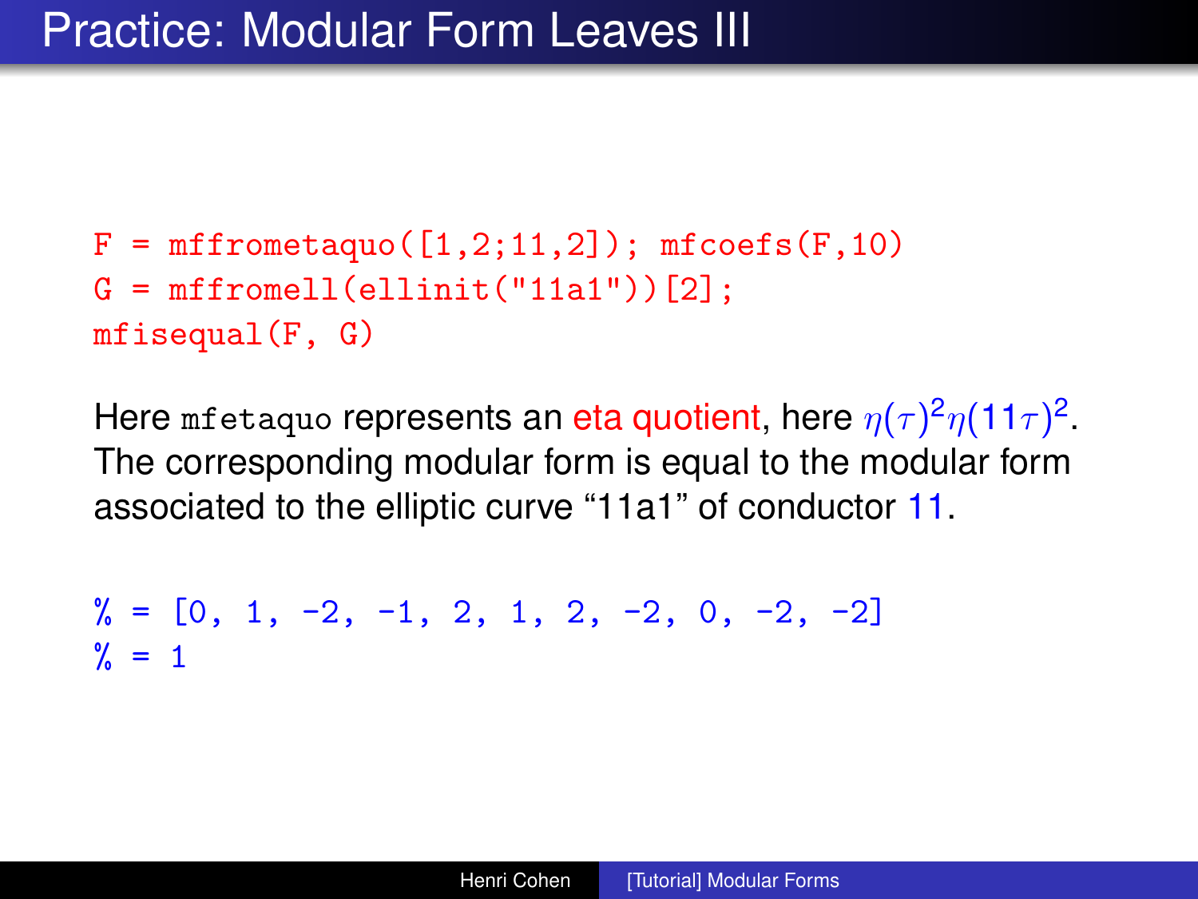# Practice: Modular Form Leaves III

```
F = mffrometaquo([1,2;11,2]); mfcoefs(F,10)
G = mffromell(ellinit("11a1"))[2];
mfisequal(F, G)
```

Here `mfetaquo` represents an eta quotient, here $\eta(\tau)^2\eta(11\tau)^2$. The corresponding modular form is equal to the modular form associated to the elliptic curve “11a1” of conductor 11.

```
% = [0, 1, -2, -1, 2, 1, 2, -2, 0, -2, -2]
% = 1
```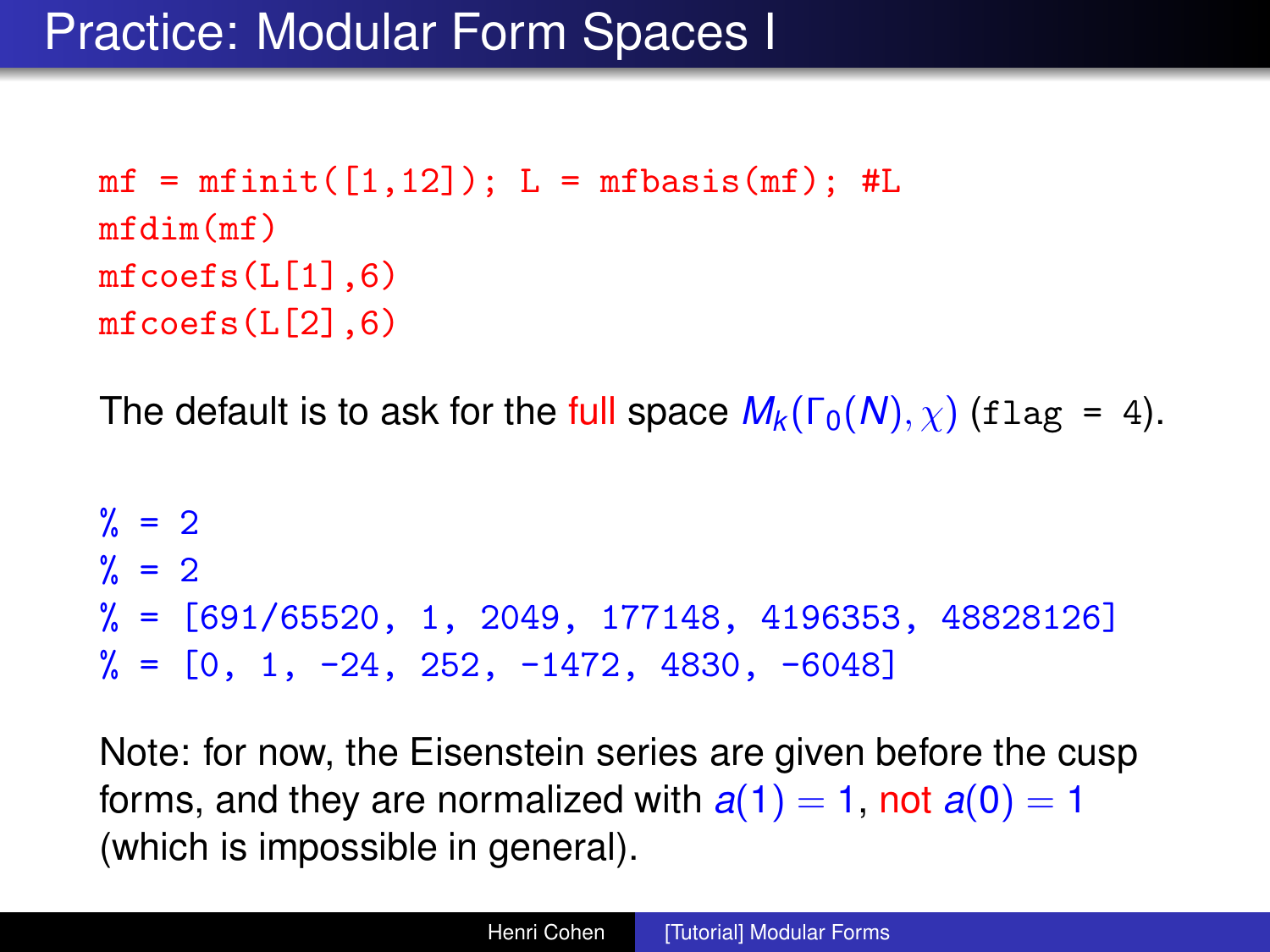# Practice: Modular Form Spaces I

```
mf = mfinit([1,12]); L = mfbasis(mf); #L
mfdim(mf)
mfcoefs(L[1],6)
mfcoefs(L[2],6)
```

The default is to ask for the full space $M_k(\Gamma_0(N), \chi)$ (`flag = 4`).

```
% = 2
% = 2
% = [691/65520, 1, 2049, 177148, 4196353, 48828126]
% = [0, 1, -24, 252, -1472, 4830, -6048]
```

Note: for now, the Eisenstein series are given before the cusp forms, and they are normalized with $a(1) = 1$, not $a(0) = 1$ (which is impossible in general).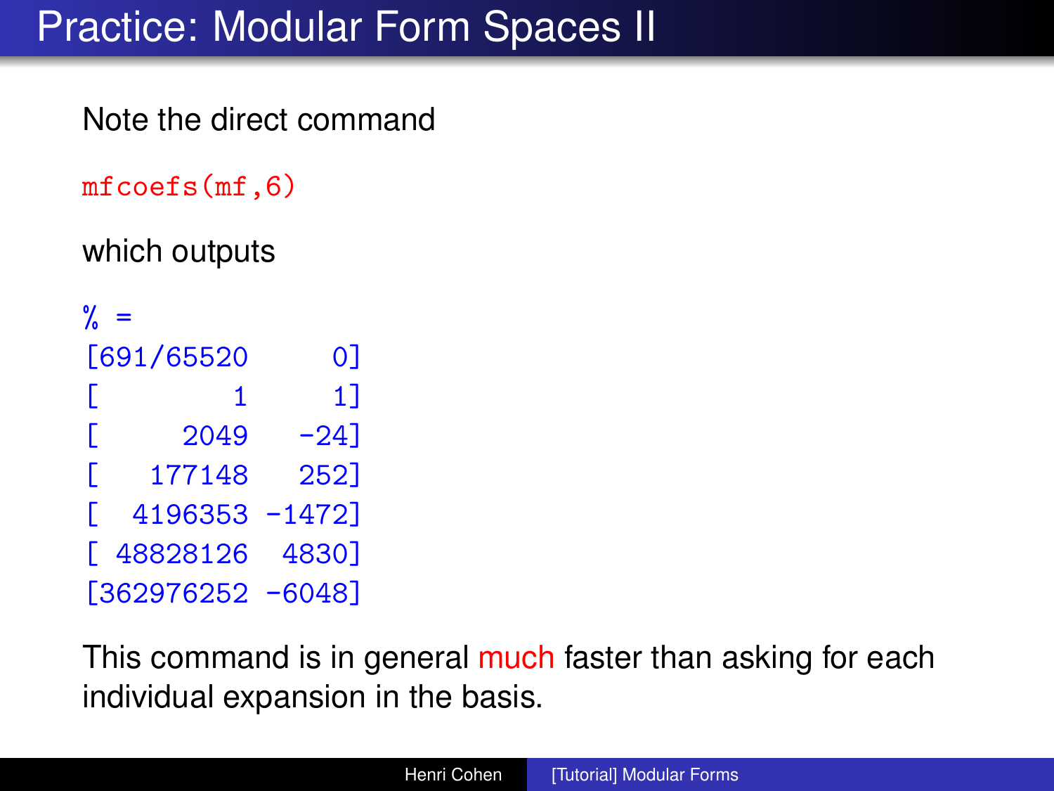# Practice: Modular Form Spaces II

Note the direct command

```
mfcoefs(mf,6)
```

which outputs

```
% =
[691/65520     0]
[        1     1]
[     2049   -24]
[   177148   252]
[  4196353 -1472]
[ 48828126  4830]
[362976252 -6048]
```

This command is in general much faster than asking for each individual expansion in the basis.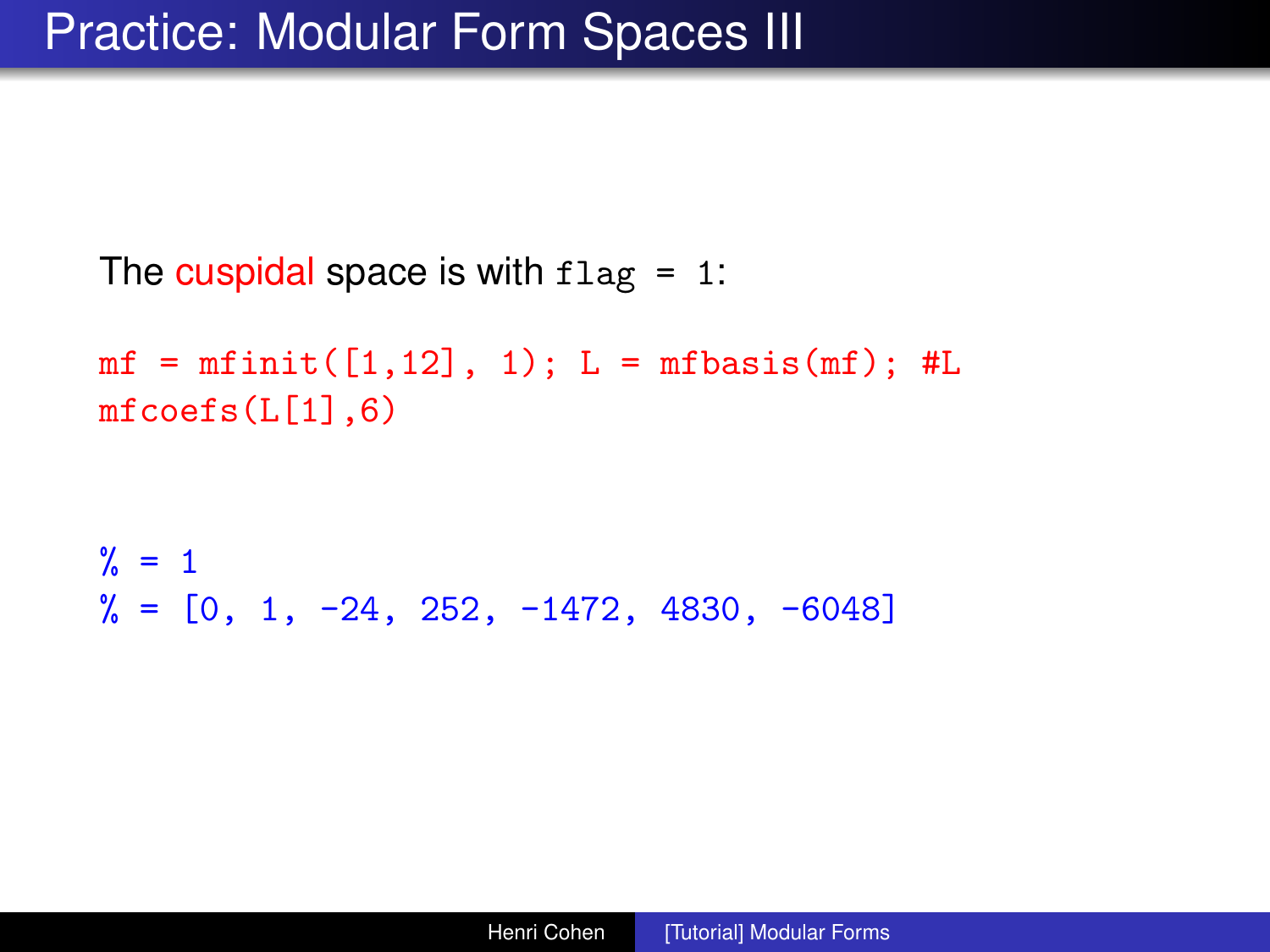# Practice: Modular Form Spaces III

The cuspidal space is with `flag = 1`:

```
mf = mfinit([1,12], 1); L = mfbasis(mf); #L
mfcoefs(L[1],6)
```

```
% = 1
% = [0, 1, -24, 252, -1472, 4830, -6048]
```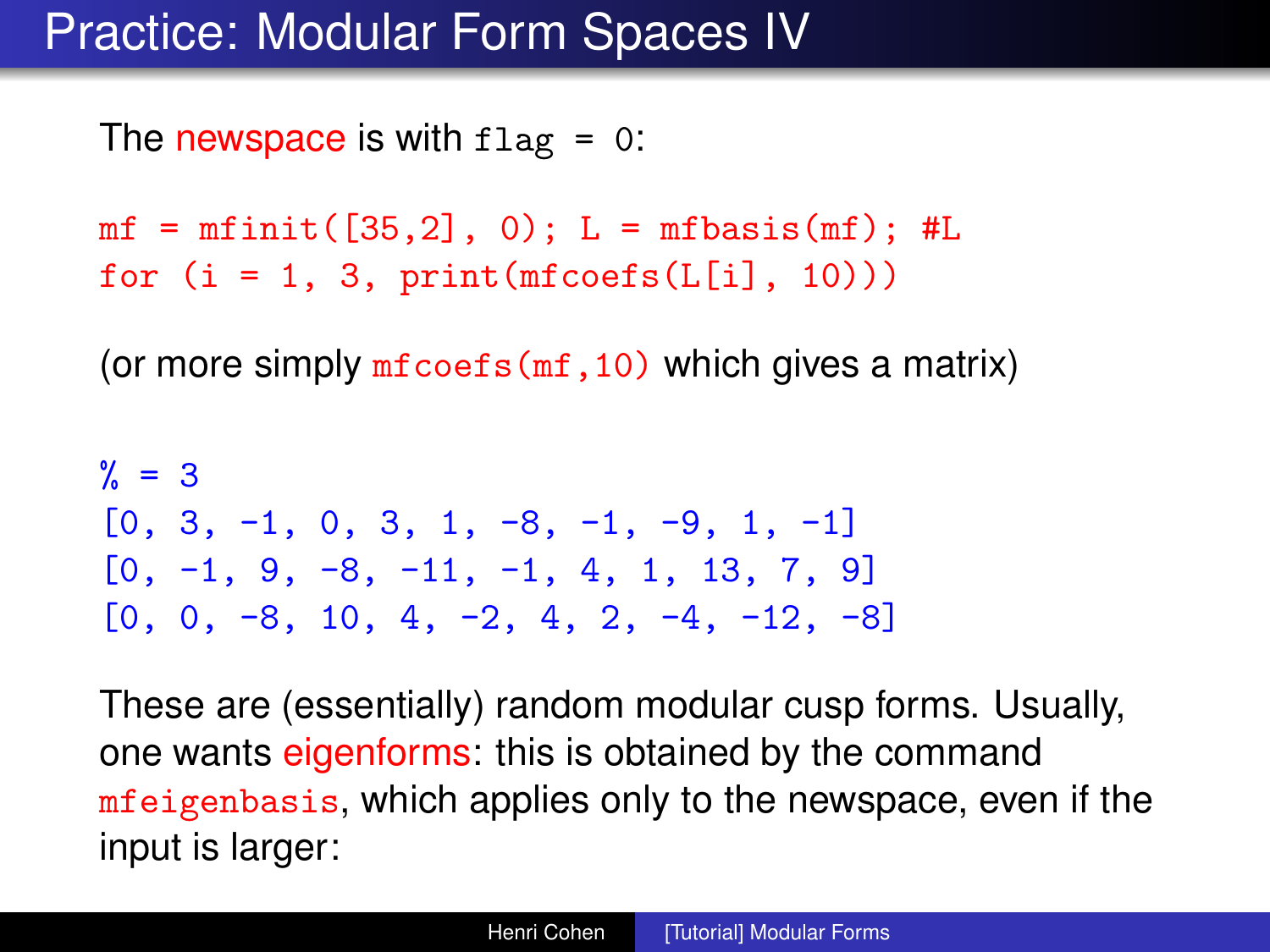# Practice: Modular Form Spaces IV

The newspace is with `flag = 0`:

```
mf = mfinit([35,2], 0); L = mfbasis(mf); #L
for (i = 1, 3, print(mfcoefs(L[i], 10)))
```

(or more simply `mfcoefs(mf,10)` which gives a matrix)

```
% = 3
[0, 3, -1, 0, 3, 1, -8, -1, -9, 1, -1]
[0, -1, 9, -8, -11, -1, 4, 1, 13, 7, 9]
[0, 0, -8, 10, 4, -2, 4, 2, -4, -12, -8]
```

These are (essentially) random modular cusp forms. Usually, one wants eigenforms: this is obtained by the command `mfeigenbasis`, which applies only to the newspace, even if the input is larger: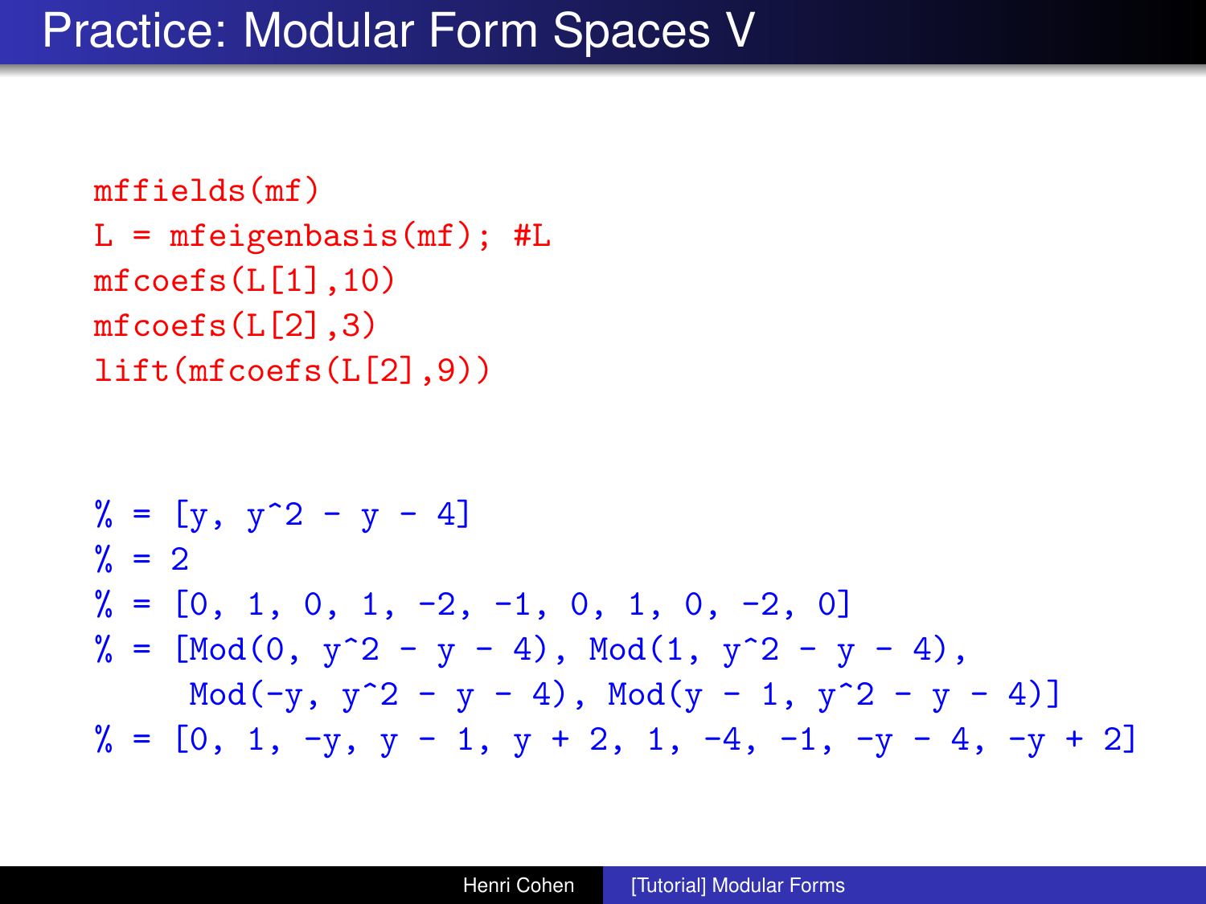# Practice: Modular Form Spaces V

```
mffields(mf)
L = mfeigenbasis(mf); #L
mfcoefs(L[1],10)
mfcoefs(L[2],3)
lift(mfcoefs(L[2],9))
```

```
% = [y, y^2 - y - 4]
% = 2
% = [0, 1, 0, 1, -2, -1, 0, 1, 0, -2, 0]
% = [Mod(0, y^2 - y - 4), Mod(1, y^2 - y - 4),
     Mod(-y, y^2 - y - 4), Mod(y - 1, y^2 - y - 4)]
% = [0, 1, -y, y - 1, y + 2, 1, -4, -1, -y - 4, -y + 2]
```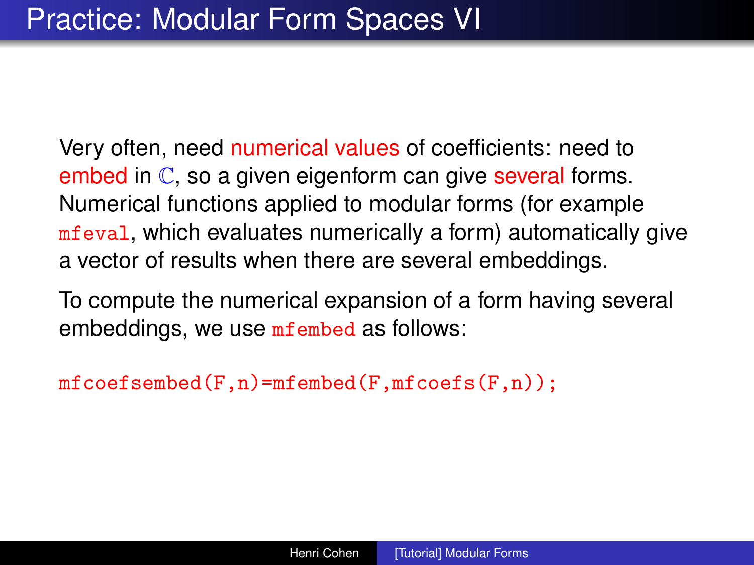# Practice: Modular Form Spaces VI

Very often, need numerical values of coefficients: need to embed in $\mathbb{C}$, so a given eigenform can give several forms. Numerical functions applied to modular forms (for example `mfeval`, which evaluates numerically a form) automatically give a vector of results when there are several embeddings.

To compute the numerical expansion of a form having several embeddings, we use `mfembed` as follows:

```
mfcoefsembed(F,n)=mfembed(F,mfcoefs(F,n));
```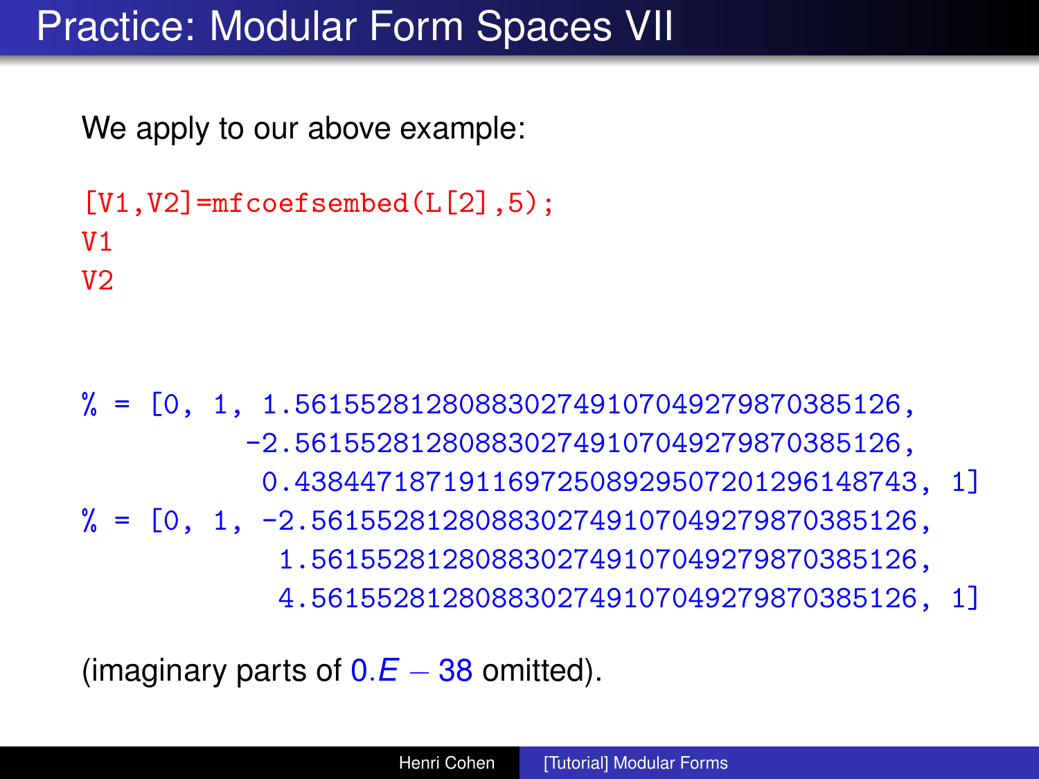# Practice: Modular Form Spaces VII

We apply to our above example:

```
[V1,V2]=mfcoefsembed(L[2],5);
V1
V2
```

```
% = [0, 1, 1.5615528128088302749107049279870385126,
        -2.5615528128088302749107049279870385126,
         0.43844718719116972508929507201296148743, 1]
% = [0, 1, -2.5615528128088302749107049279870385126,
          1.5615528128088302749107049279870385126,
          4.5615528128088302749107049279870385126, 1]
```

(imaginary parts of $0.E-38$ omitted).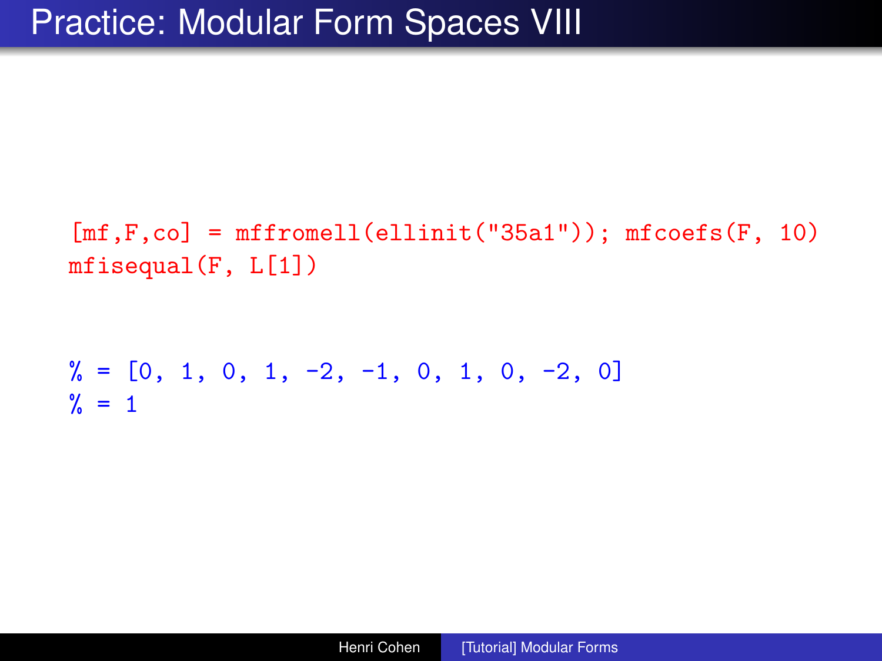# Practice: Modular Form Spaces VIII

```
[mf,F,co] = mffromell(ellinit("35a1")); mfcoefs(F, 10)
mfisequal(F, L[1])
```

```
% = [0, 1, 0, 1, -2, -1, 0, 1, 0, -2, 0]
% = 1
```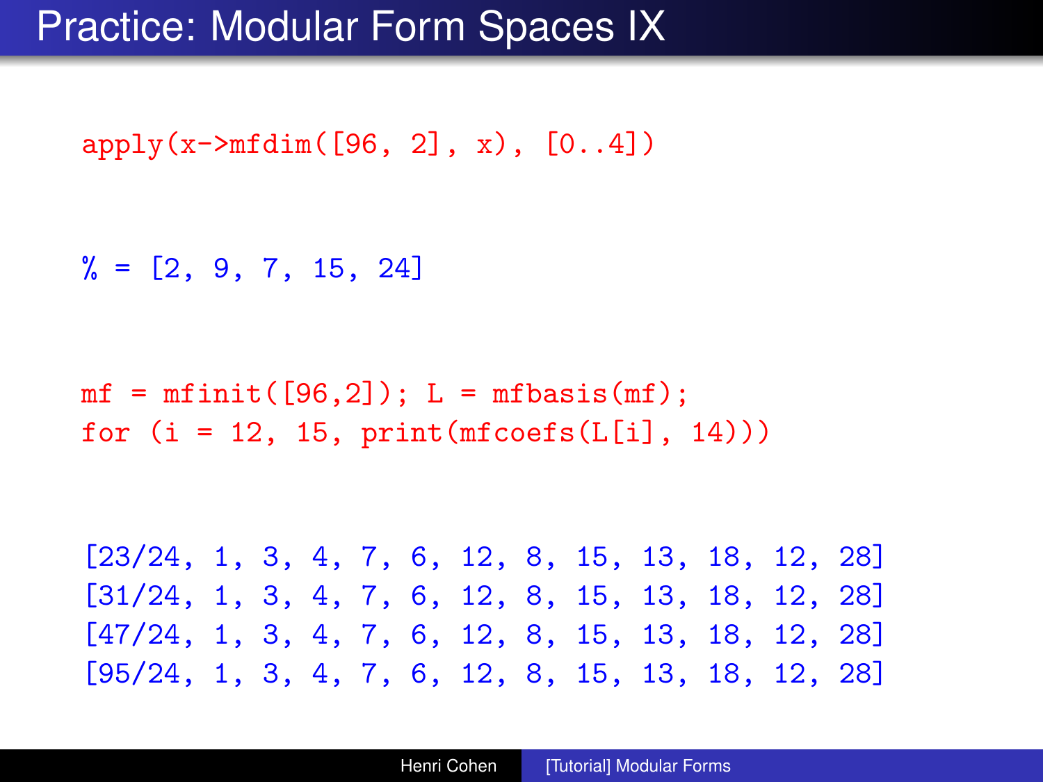# Practice: Modular Form Spaces IX

```
apply(x->mfdim([96, 2], x), [0..4])
```

```
% = [2, 9, 7, 15, 24]
```

```
mf = mfinit([96,2]); L = mfbasis(mf);
for (i = 12, 15, print(mfcoefs(L[i], 14)))
```

```
[23/24, 1, 3, 4, 7, 6, 12, 8, 15, 13, 18, 12, 28]
[31/24, 1, 3, 4, 7, 6, 12, 8, 15, 13, 18, 12, 28]
[47/24, 1, 3, 4, 7, 6, 12, 8, 15, 13, 18, 12, 28]
[95/24, 1, 3, 4, 7, 6, 12, 8, 15, 13, 18, 12, 28]
```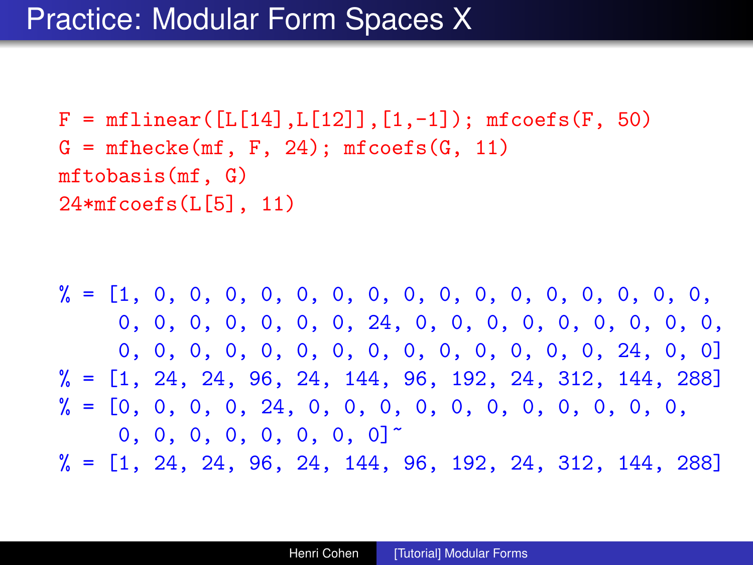# Practice: Modular Form Spaces X

```
F = mflinear([L[14],L[12]],[1,-1]); mfcoefs(F, 50)
G = mfhecke(mf, F, 24); mfcoefs(G, 11)
mftobasis(mf, G)
24*mfcoefs(L[5], 11)
```

```
% = [1, 0, 0, 0, 0, 0, 0, 0, 0, 0, 0, 0, 0, 0, 0, 0, 0,
     0, 0, 0, 0, 0, 0, 0, 24, 0, 0, 0, 0, 0, 0, 0, 0, 0,
     0, 0, 0, 0, 0, 0, 0, 0, 0, 0, 0, 0, 0, 0, 24, 0, 0]
% = [1, 24, 24, 96, 24, 144, 96, 192, 24, 312, 144, 288]
% = [0, 0, 0, 0, 24, 0, 0, 0, 0, 0, 0, 0, 0, 0, 0, 0,
     0, 0, 0, 0, 0, 0, 0, 0]~
% = [1, 24, 24, 96, 24, 144, 96, 192, 24, 312, 144, 288]
```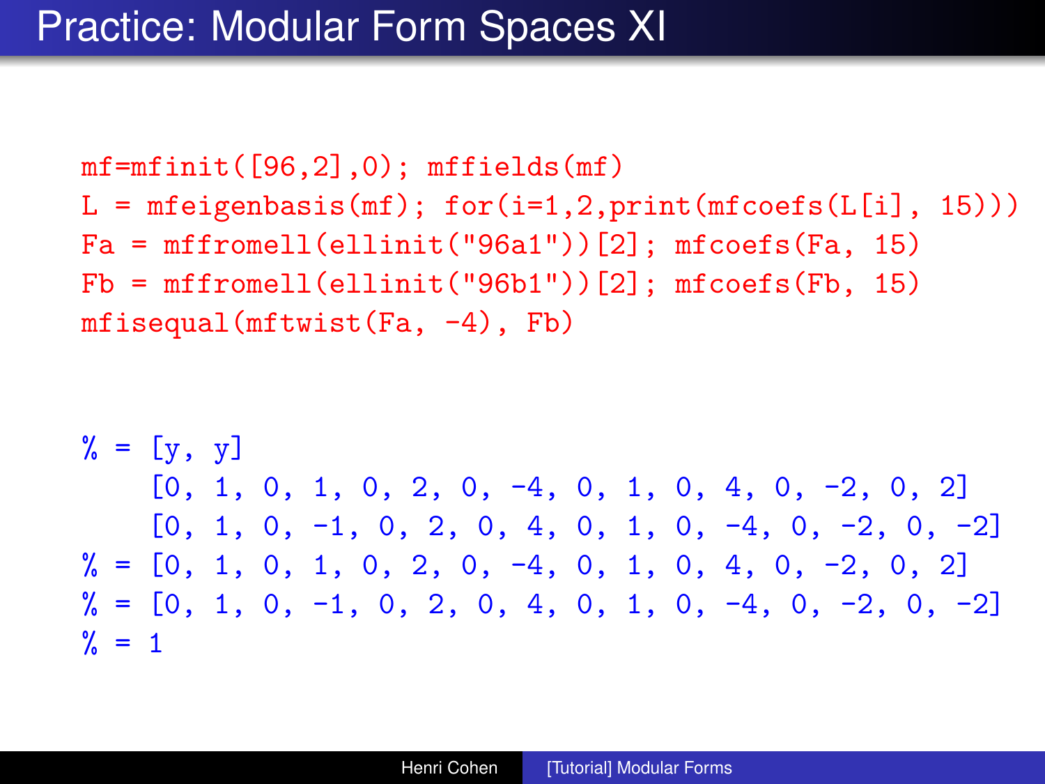# Practice: Modular Form Spaces XI

```
mf=mfinit([96,2],0); mffields(mf)
L = mfeigenbasis(mf); for(i=1,2,print(mfcoefs(L[i], 15)))
Fa = mffromell(ellinit("96a1"))[2]; mfcoefs(Fa, 15)
Fb = mffromell(ellinit("96b1"))[2]; mfcoefs(Fb, 15)
mfisequal(mftwist(Fa, -4), Fb)
```

```
% = [y, y]
    [0, 1, 0, 1, 0, 2, 0, -4, 0, 1, 0, 4, 0, -2, 0, 2]
    [0, 1, 0, -1, 0, 2, 0, 4, 0, 1, 0, -4, 0, -2, 0, -2]
% = [0, 1, 0, 1, 0, 2, 0, -4, 0, 1, 0, 4, 0, -2, 0, 2]
% = [0, 1, 0, -1, 0, 2, 0, 4, 0, 1, 0, -4, 0, -2, 0, -2]
% = 1
```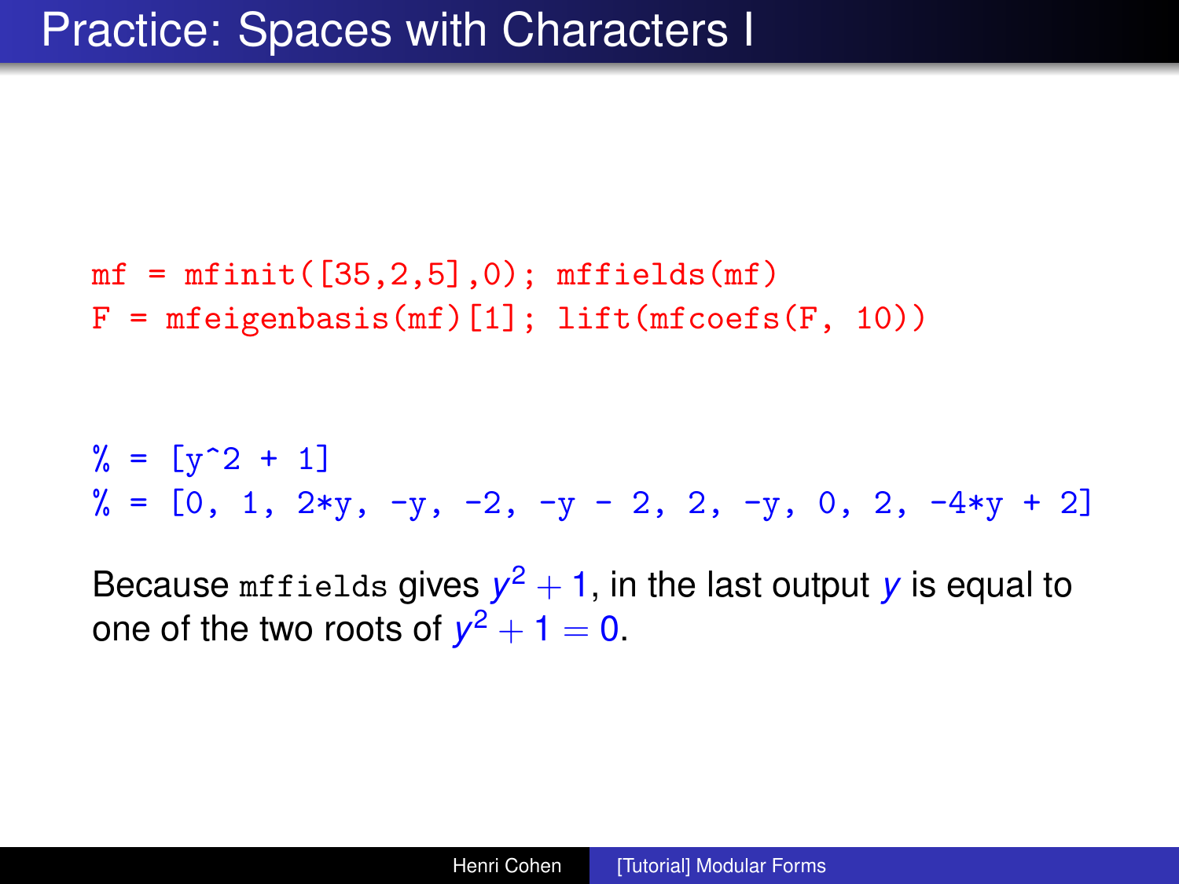# Practice: Spaces with Characters I

```
mf = mfinit([35,2,5],0); mffields(mf)
F = mfeigenbasis(mf)[1]; lift(mfcoefs(F, 10))
```

```
% = [y^2 + 1]
% = [0, 1, 2*y, -y, -2, -y - 2, 2, -y, 0, 2, -4*y + 2]
```

Because `mffields` gives $y^2 + 1$, in the last output $y$ is equal to one of the two roots of $y^2 + 1 = 0$.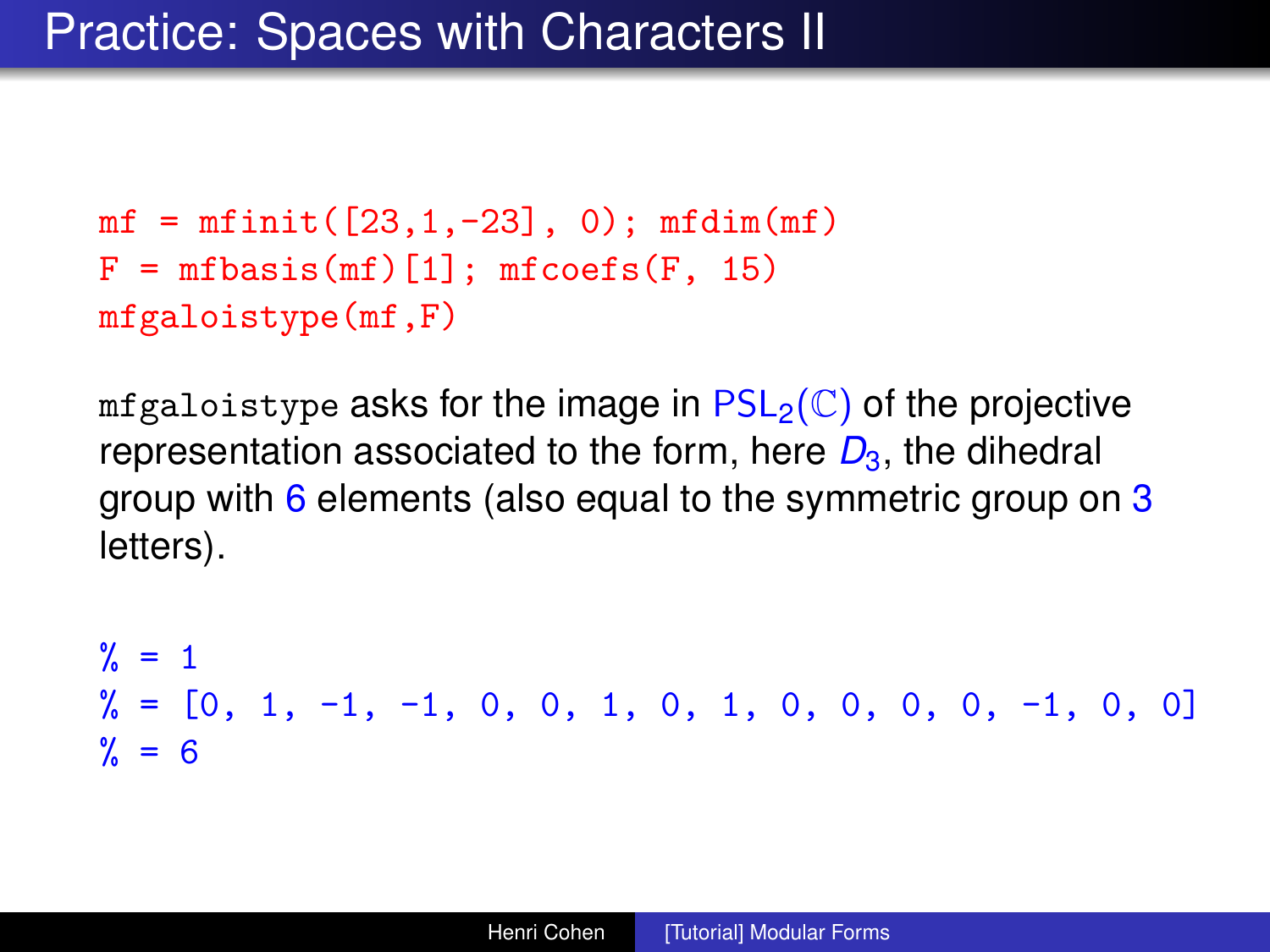# Practice: Spaces with Characters II

```
mf = mfinit([23,1,-23], 0); mfdim(mf)
F = mfbasis(mf)[1]; mfcoefs(F, 15)
mfgaloistype(mf,F)
```

`mfgaloistype` asks for the image in $\mathrm{PSL}_2(\mathbb{C})$ of the projective representation associated to the form, here $D_3$, the dihedral group with 6 elements (also equal to the symmetric group on 3 letters).

```
% = 1
% = [0, 1, -1, -1, 0, 0, 1, 0, 1, 0, 0, 0, 0, -1, 0, 0]
% = 6
```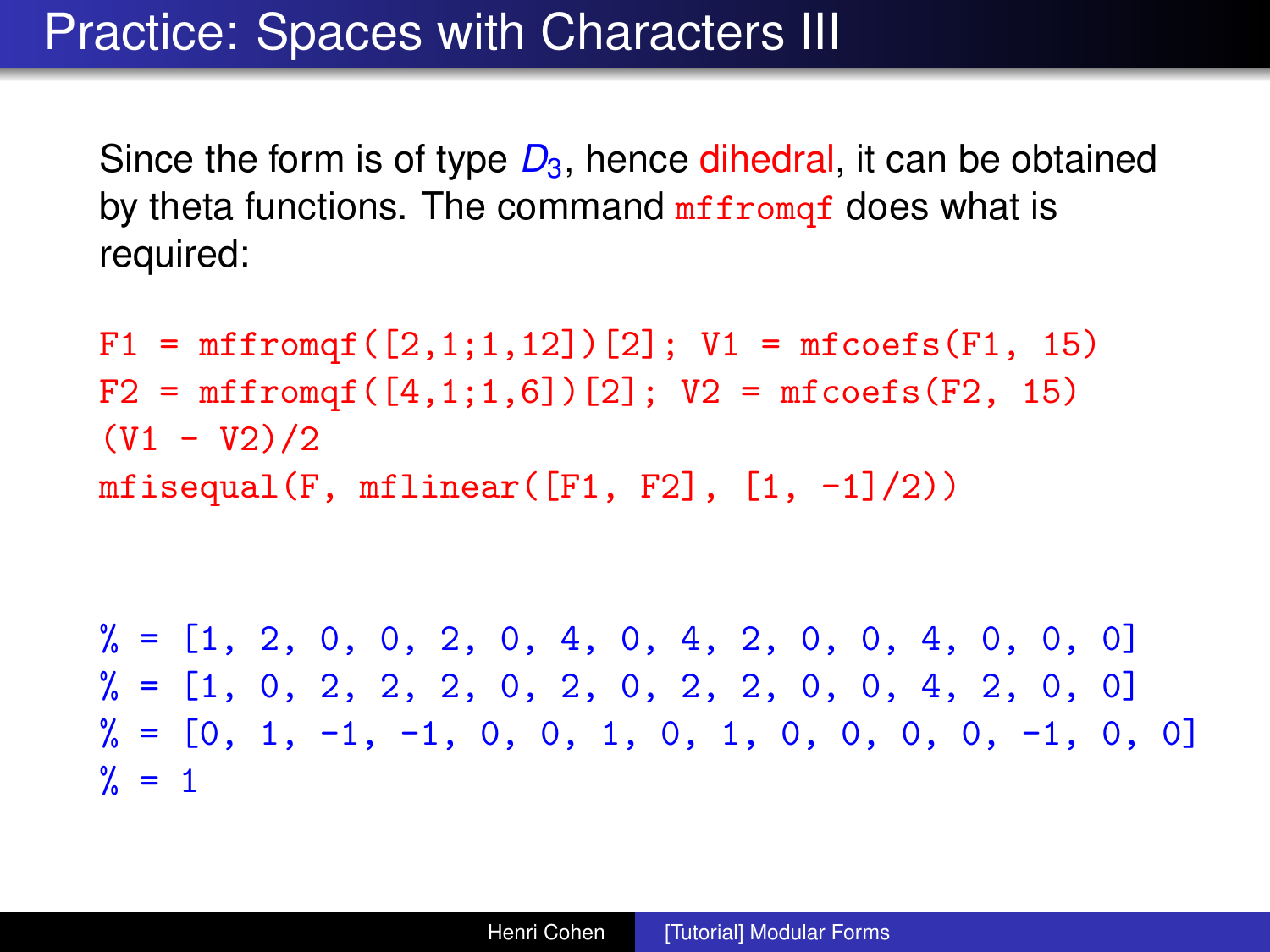# Practice: Spaces with Characters III

Since the form is of type $D_3$, hence dihedral, it can be obtained by theta functions. The command `mffromqf` does what is required:

```
F1 = mffromqf([2,1;1,12])[2]; V1 = mfcoefs(F1, 15)
F2 = mffromqf([4,1;1,6])[2]; V2 = mfcoefs(F2, 15)
(V1 - V2)/2
mfisequal(F, mflinear([F1, F2], [1, -1]/2))
```

```
% = [1, 2, 0, 0, 2, 0, 4, 0, 4, 2, 0, 0, 4, 0, 0, 0]
% = [1, 0, 2, 2, 2, 0, 2, 0, 2, 2, 0, 0, 4, 2, 0, 0]
% = [0, 1, -1, -1, 0, 0, 1, 0, 1, 0, 0, 0, 0, -1, 0, 0]
% = 1
```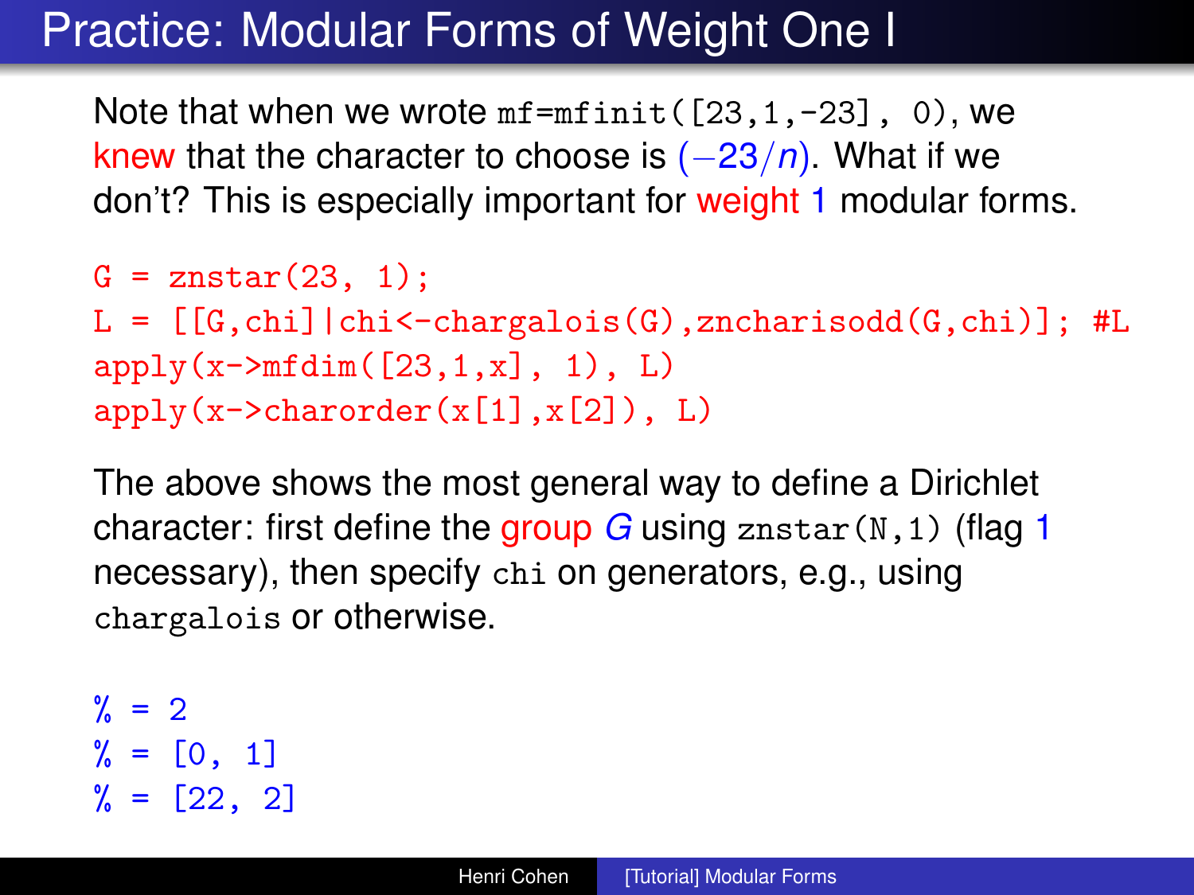# Practice: Modular Forms of Weight One I

Note that when we wrote `mf=mfinit([23,1,-23], 0)`, we knew that the character to choose is $(-23/n)$. What if we don't? This is especially important for weight 1 modular forms.

```
G = znstar(23, 1);
L = [[G,chi]|chi<-chargalois(G),zncharisodd(G,chi)]; #L
apply(x->mfdim([23,1,x], 1), L)
apply(x->charorder(x[1],x[2]), L)
```

The above shows the most general way to define a Dirichlet character: first define the group $G$ using `znstar(N,1)` (flag 1 necessary), then specify `chi` on generators, e.g., using `chargalois` or otherwise.

```
% = 2
% = [0, 1]
% = [22, 2]
```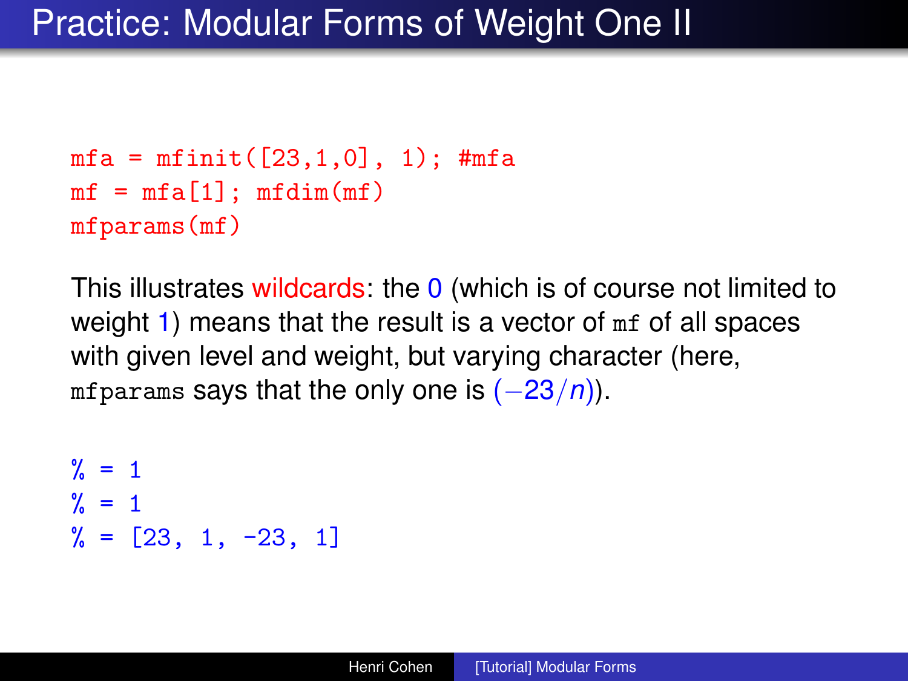# Practice: Modular Forms of Weight One II

```
mfa = mfinit([23,1,0], 1); #mfa
mf = mfa[1]; mfdim(mf)
mfparams(mf)
```

This illustrates wildcards: the 0 (which is of course not limited to weight 1) means that the result is a vector of `mf` of all spaces with given level and weight, but varying character (here, `mfparams` says that the only one is $(-23/n)$).

```
% = 1
% = 1
% = [23, 1, -23, 1]
```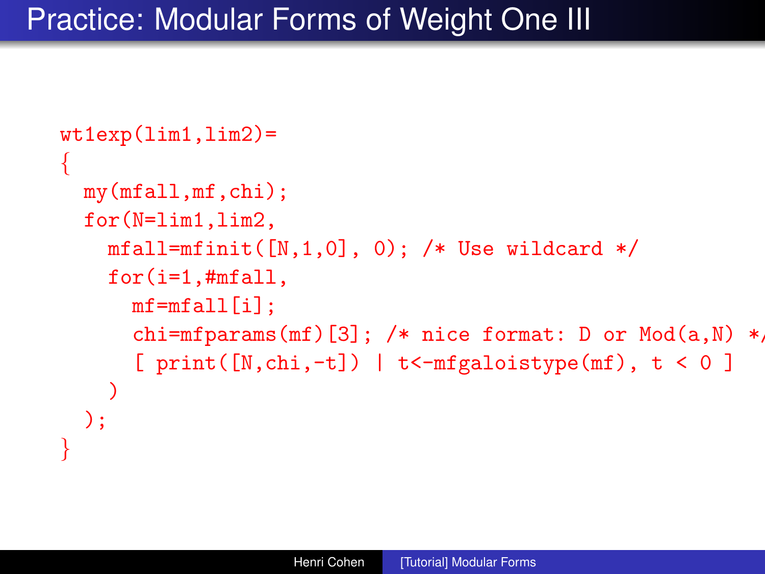# Practice: Modular Forms of Weight One III

```
wt1exp(lim1,lim2)=
{
  my(mfall,mf,chi);
  for(N=lim1,lim2,
    mfall=mfinit([N,1,0], 0); /* Use wildcard */
    for(i=1,#mfall,
      mf=mfall[i];
      chi=mfparams(mf)[3]; /* nice format: D or Mod(a,N) */
      [ print([N,chi,-t]) | t<-mfgaloistype(mf), t < 0 ]
    )
  );
}
```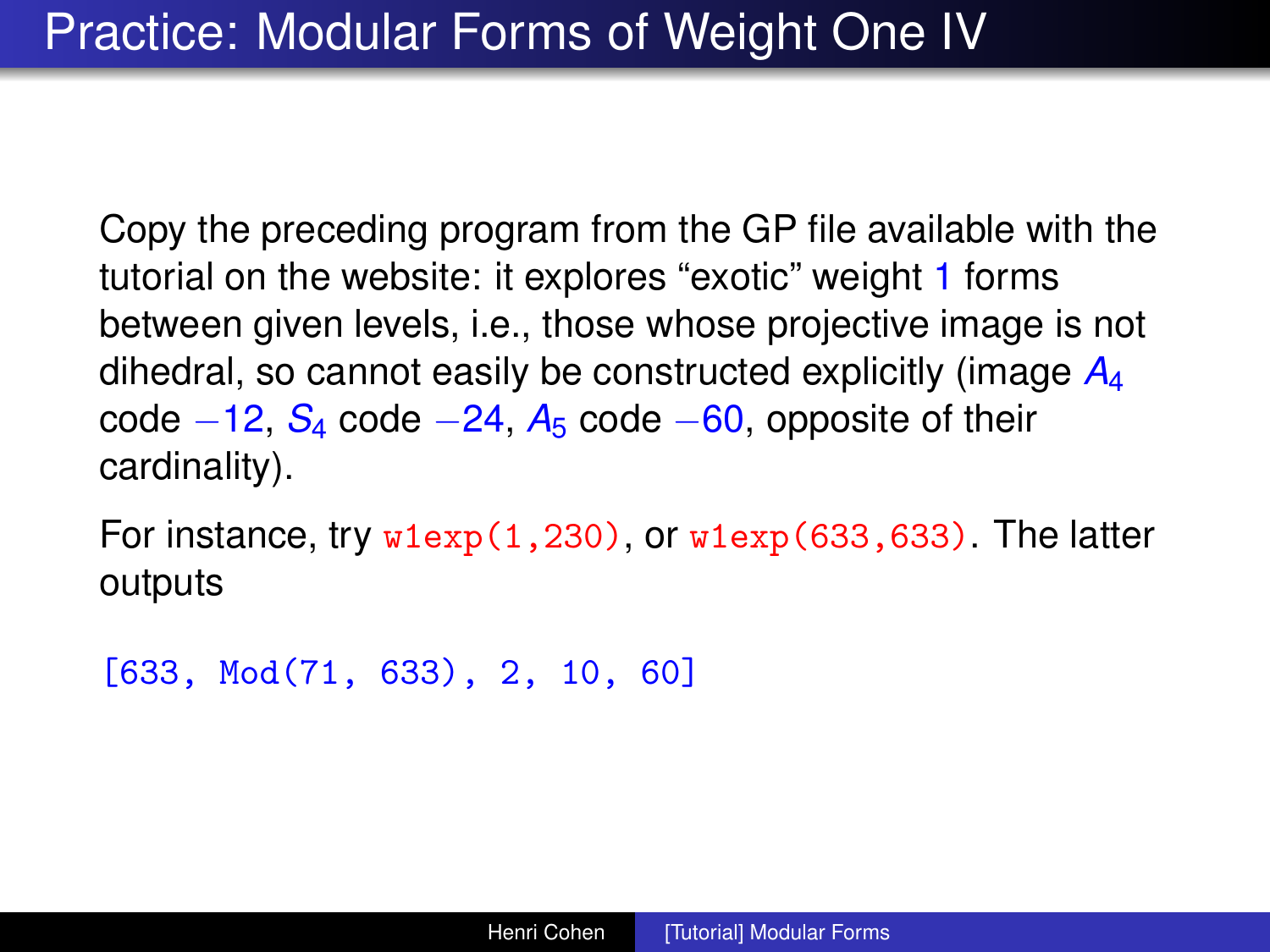# Practice: Modular Forms of Weight One IV

Copy the preceding program from the GP file available with the tutorial on the website: it explores "exotic" weight 1 forms between given levels, i.e., those whose projective image is not dihedral, so cannot easily be constructed explicitly (image $A_4$ code $-12$, $S_4$ code $-24$, $A_5$ code $-60$, opposite of their cardinality).

For instance, try `w1exp(1,230)`, or `w1exp(633,633)`. The latter outputs

```
[633, Mod(71, 633), 2, 10, 60]
```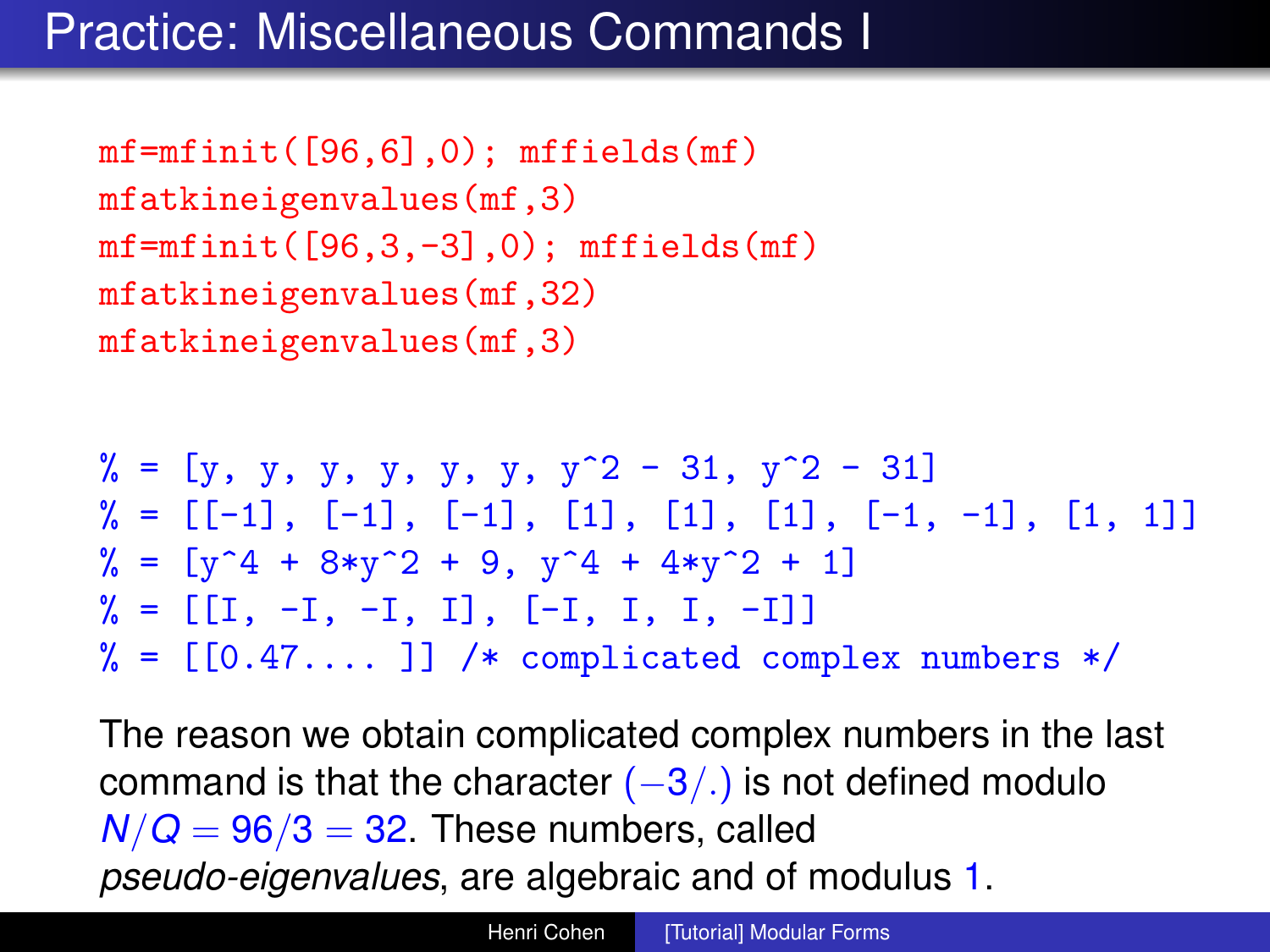# Practice: Miscellaneous Commands I

```
mf=mfinit([96,6],0); mffields(mf)
mfatkineigenvalues(mf,3)
mf=mfinit([96,3,-3],0); mffields(mf)
mfatkineigenvalues(mf,32)
mfatkineigenvalues(mf,3)
```

```
% = [y, y, y, y, y, y, y^2 - 31, y^2 - 31]
% = [[-1], [-1], [-1], [1], [1], [1], [-1, -1], [1, 1]]
% = [y^4 + 8*y^2 + 9, y^4 + 4*y^2 + 1]
% = [[I, -I, -I, I], [-I, I, I, -I]]
% = [[0.47.... ]] /* complicated complex numbers */
```

The reason we obtain complicated complex numbers in the last command is that the character $(-3/.)$ is not defined modulo $N/Q = 96/3 = 32$. These numbers, called *pseudo-eigenvalues*, are algebraic and of modulus $1$.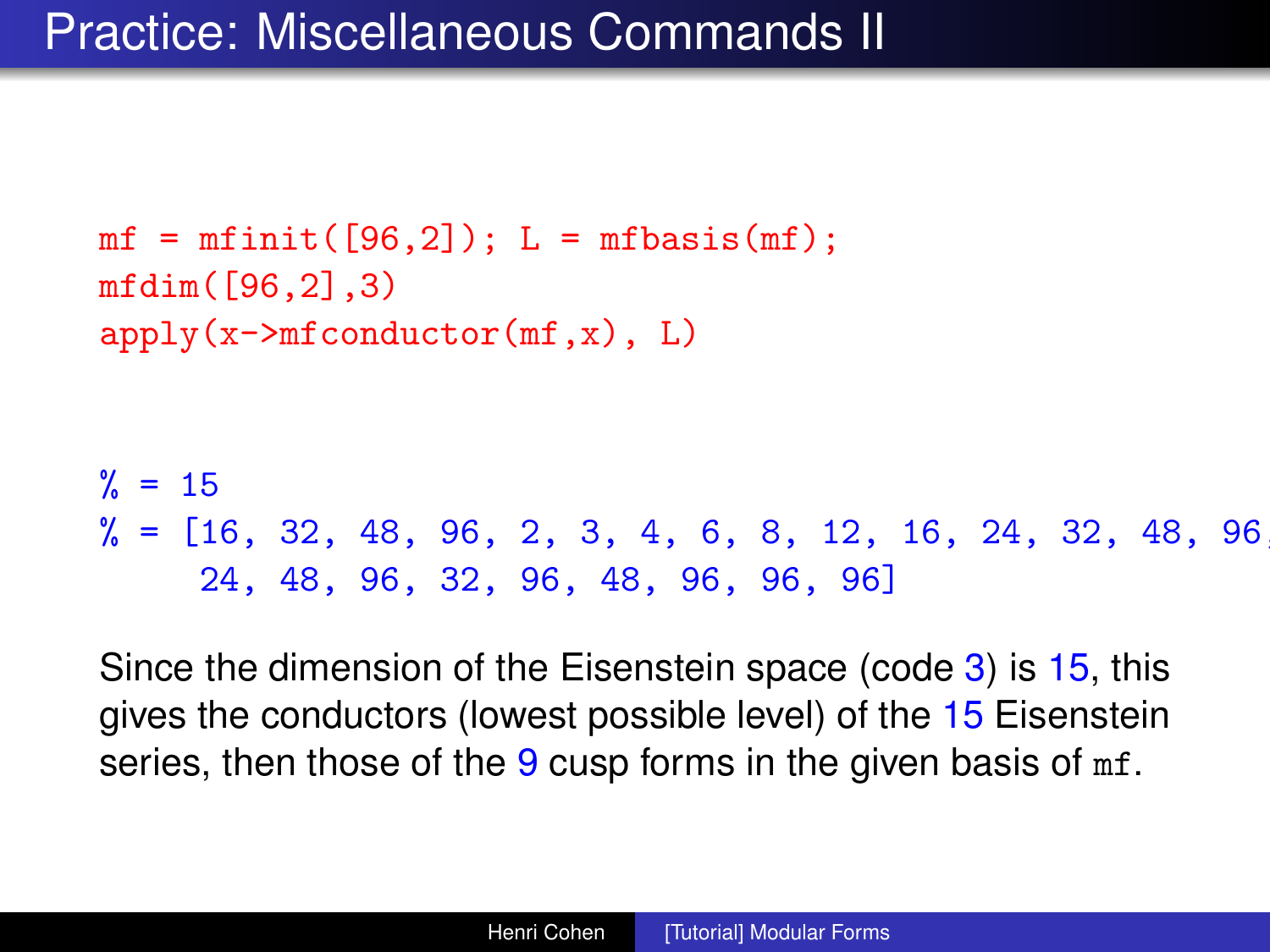# Practice: Miscellaneous Commands II

```
mf = mfinit([96,2]); L = mfbasis(mf);
mfdim([96,2],3)
apply(x->mfconductor(mf,x), L)
```

```
% = 15
% = [16, 32, 48, 96, 2, 3, 4, 6, 8, 12, 16, 24, 32, 48, 96,
     24, 48, 96, 32, 96, 48, 96, 96, 96]
```

Since the dimension of the Eisenstein space (code 3) is 15, this gives the conductors (lowest possible level) of the 15 Eisenstein series, then those of the 9 cusp forms in the given basis of `mf`.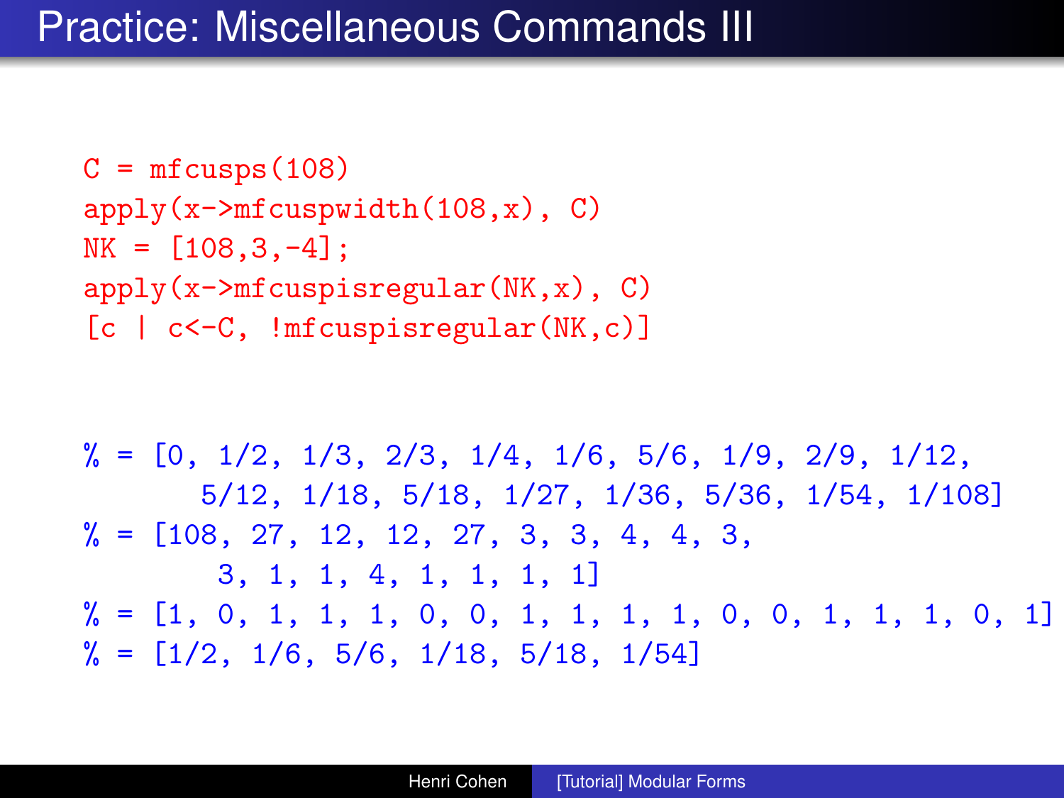# Practice: Miscellaneous Commands III

```
C = mfcusps(108)
apply(x->mfcuspwidth(108,x), C)
NK = [108,3,-4];
apply(x->mfcuspisregular(NK,x), C)
[c | c<-C, !mfcuspisregular(NK,c)]
```

```
% = [0, 1/2, 1/3, 2/3, 1/4, 1/6, 5/6, 1/9, 2/9, 1/12,
      5/12, 1/18, 5/18, 1/27, 1/36, 5/36, 1/54, 1/108]
% = [108, 27, 12, 12, 27, 3, 3, 4, 4, 3,
       3, 1, 1, 4, 1, 1, 1, 1]
% = [1, 0, 1, 1, 1, 0, 0, 1, 1, 1, 1, 0, 0, 1, 1, 1, 0, 1]
% = [1/2, 1/6, 5/6, 1/18, 5/18, 1/54]
```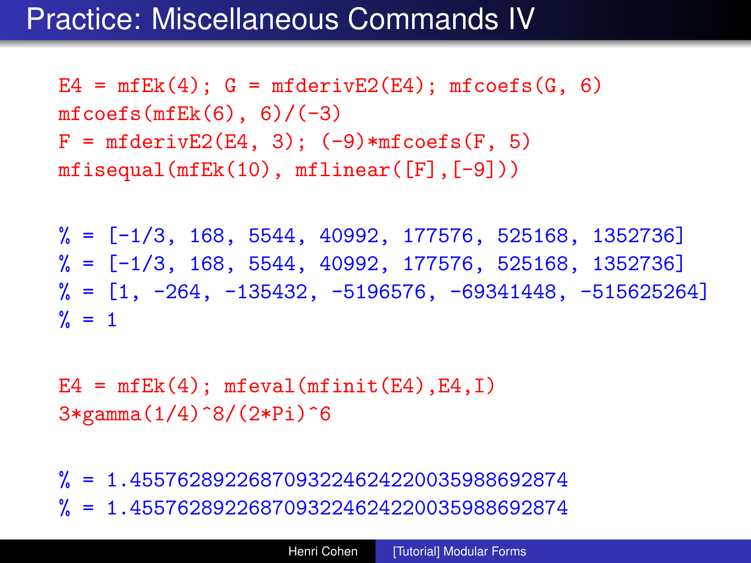# Practice: Miscellaneous Commands IV

```
E4 = mfEk(4); G = mfderivE2(E4); mfcoefs(G, 6)
mfcoefs(mfEk(6), 6)/(-3)
F = mfderivE2(E4, 3); (-9)*mfcoefs(F, 5)
mfisequal(mfEk(10), mflinear([F],[-9]))
```

```
% = [-1/3, 168, 5544, 40992, 177576, 525168, 1352736]
% = [-1/3, 168, 5544, 40992, 177576, 525168, 1352736]
% = [1, -264, -135432, -5196576, -69341448, -515625264]
% = 1
```

```
E4 = mfEk(4); mfeval(mfinit(E4),E4,I)
3*gamma(1/4)^8/(2*Pi)^6
```

```
% = 1.4557628922687093224624220035988692874
% = 1.4557628922687093224624220035988692874
```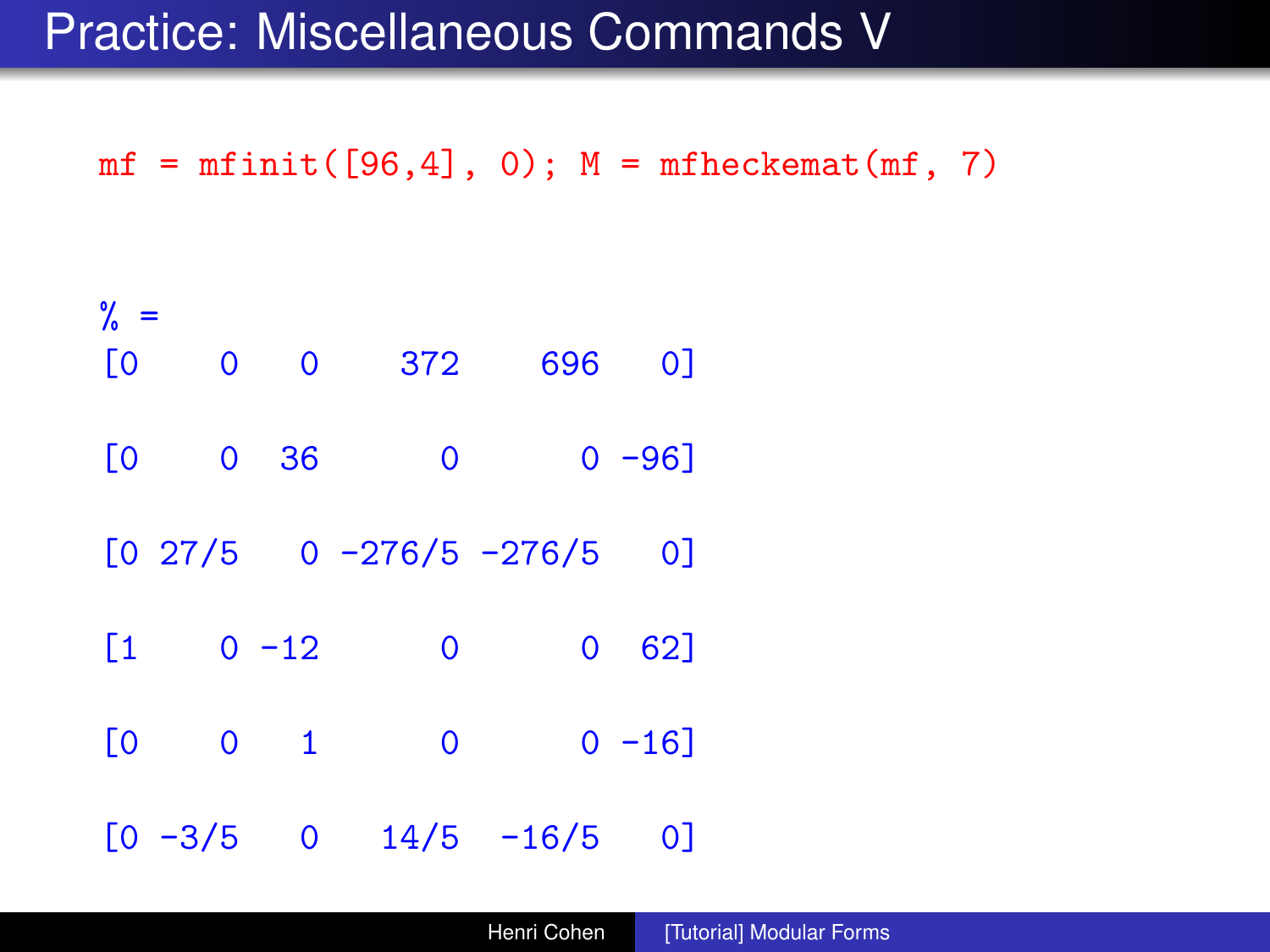# Practice: Miscellaneous Commands V

```
mf = mfinit([96,4], 0); M = mfheckemat(mf, 7)
```

```
% =
[0    0   0    372    696   0]

[0    0  36      0      0 -96]

[0 27/5   0 -276/5 -276/5   0]

[1    0 -12      0      0  62]

[0    0   1      0      0 -16]

[0 -3/5   0   14/5  -16/5   0]
```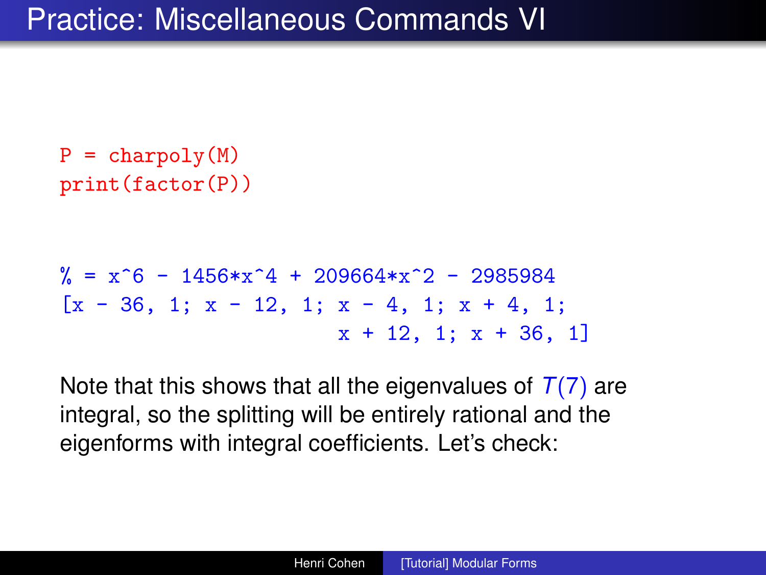# Practice: Miscellaneous Commands VI

```
P = charpoly(M)
print(factor(P))
```

```
% = x^6 - 1456*x^4 + 209664*x^2 - 2985984
[x - 36, 1; x - 12, 1; x - 4, 1; x + 4, 1;
                        x + 12, 1; x + 36, 1]
```

Note that this shows that all the eigenvalues of $T(7)$ are integral, so the splitting will be entirely rational and the eigenforms with integral coefficients. Let's check: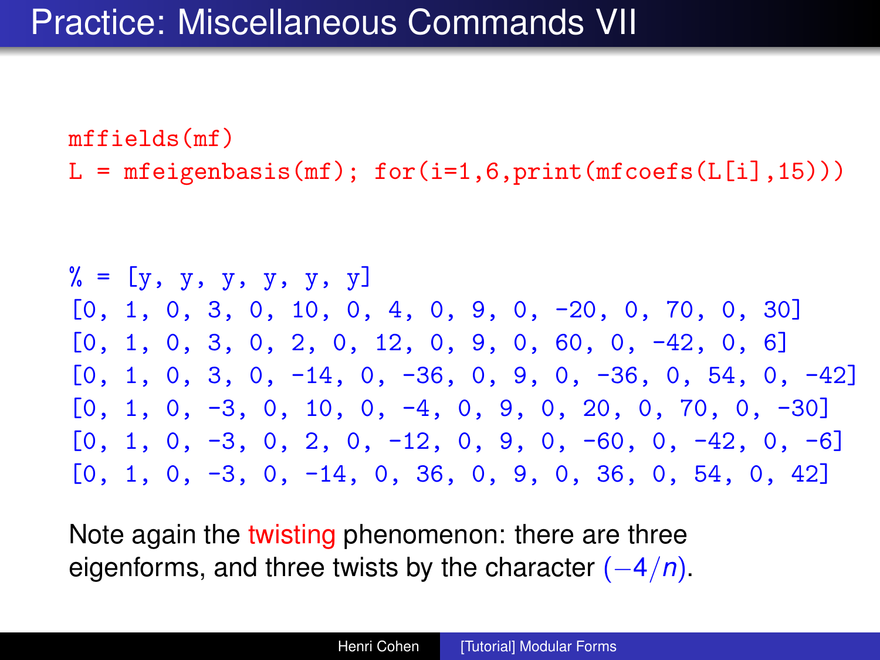# Practice: Miscellaneous Commands VII

```
mffields(mf)
L = mfeigenbasis(mf); for(i=1,6,print(mfcoefs(L[i],15)))
```

```
% = [y, y, y, y, y, y]
[0, 1, 0, 3, 0, 10, 0, 4, 0, 9, 0, -20, 0, 70, 0, 30]
[0, 1, 0, 3, 0, 2, 0, 12, 0, 9, 0, 60, 0, -42, 0, 6]
[0, 1, 0, 3, 0, -14, 0, -36, 0, 9, 0, -36, 0, 54, 0, -42]
[0, 1, 0, -3, 0, 10, 0, -4, 0, 9, 0, 20, 0, 70, 0, -30]
[0, 1, 0, -3, 0, 2, 0, -12, 0, 9, 0, -60, 0, -42, 0, -6]
[0, 1, 0, -3, 0, -14, 0, 36, 0, 9, 0, 36, 0, 54, 0, 42]
```

Note again the twisting phenomenon: there are three eigenforms, and three twists by the character $(-4/n)$.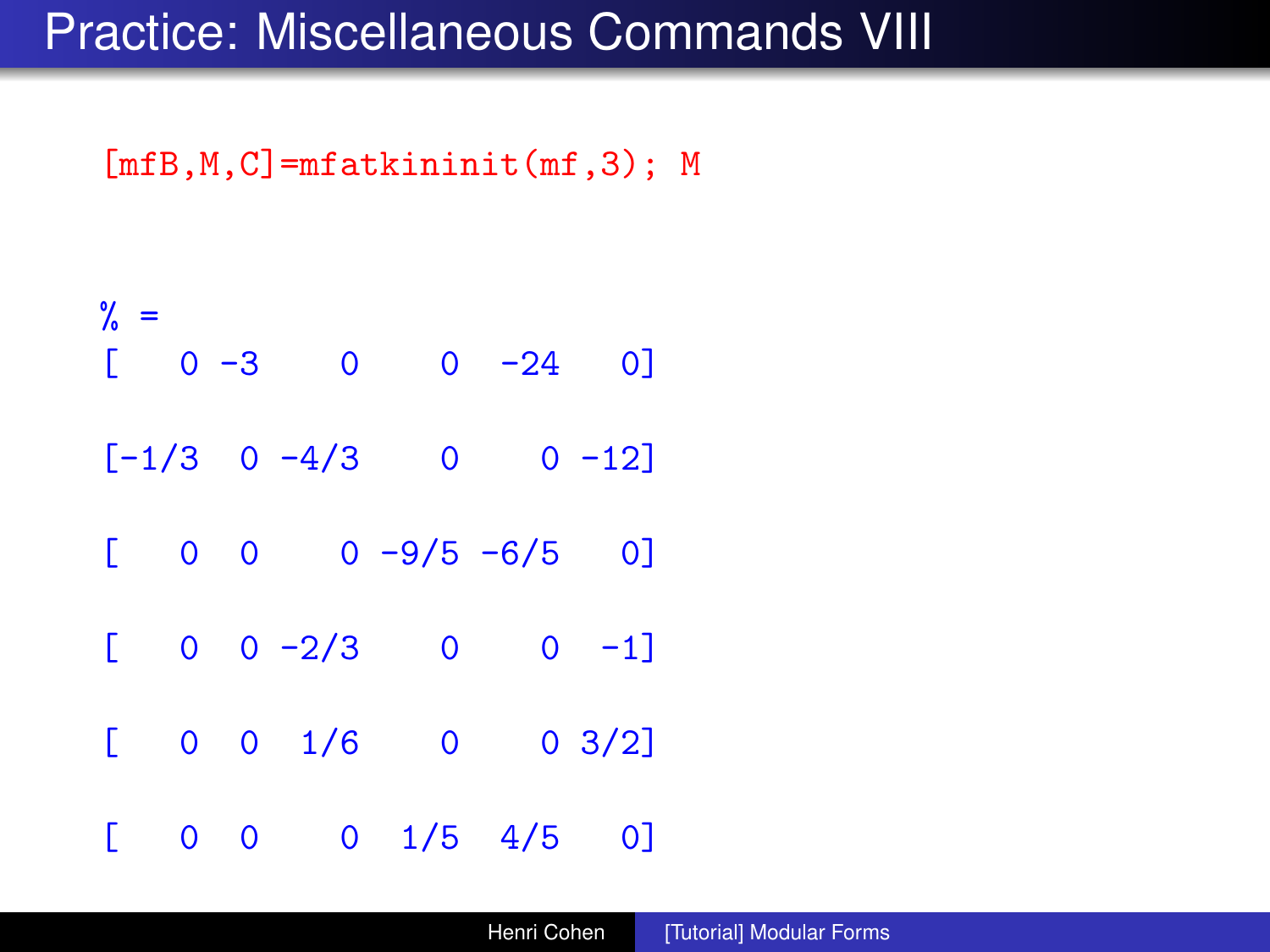# Practice: Miscellaneous Commands VIII

```
[mfB,M,C]=mfatkininit(mf,3); M
```

```
% =
[   0 -3    0    0  -24   0]

[-1/3  0 -4/3    0    0 -12]

[   0  0    0 -9/5 -6/5   0]

[   0  0 -2/3    0    0  -1]

[   0  0  1/6    0    0 3/2]

[   0  0    0  1/5  4/5   0]
```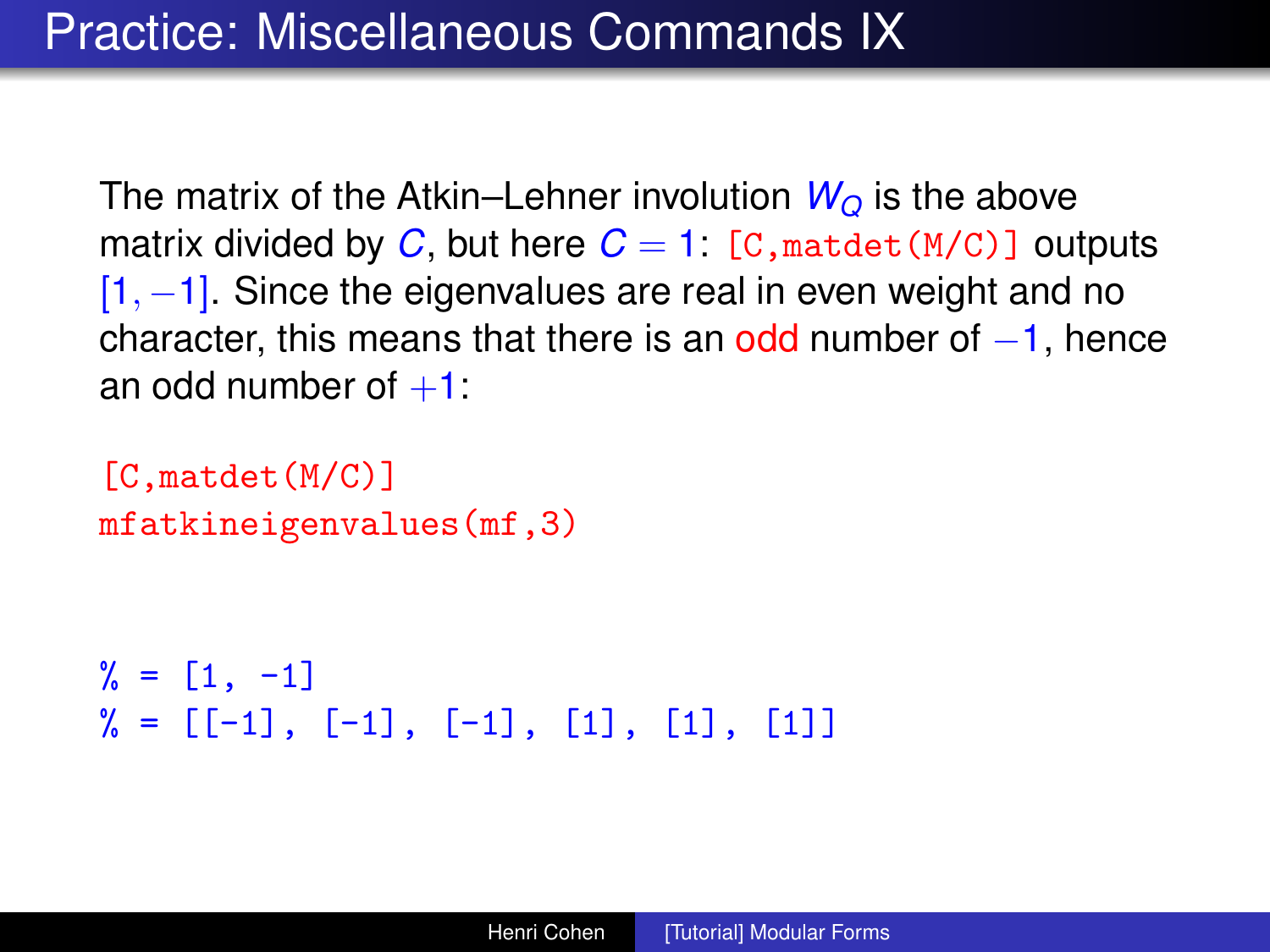# Practice: Miscellaneous Commands IX

The matrix of the Atkin–Lehner involution $W_Q$ is the above matrix divided by $C$, but here $C = 1$: `[C,matdet(M/C)]` outputs $[1, -1]$. Since the eigenvalues are real in even weight and no character, this means that there is an odd number of $-1$, hence an odd number of $+1$:

```
[C,matdet(M/C)]
mfatkineigenvalues(mf,3)
```

```
% = [1, -1]
% = [[-1], [-1], [-1], [1], [1], [1]]
```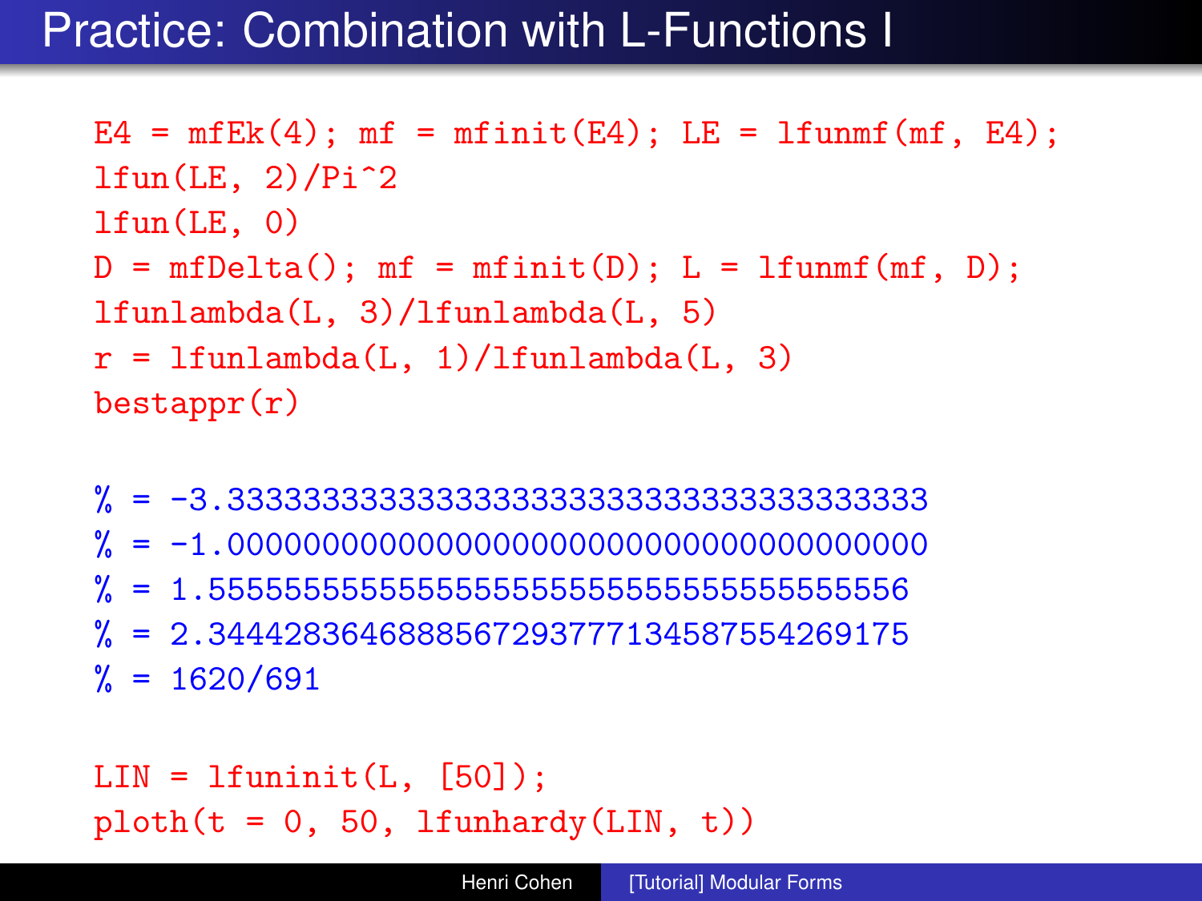# Practice: Combination with L-Functions I

```
E4 = mfEk(4); mf = mfinit(E4); LE = lfunmf(mf, E4);
lfun(LE, 2)/Pi^2
lfun(LE, 0)
D = mfDelta(); mf = mfinit(D); L = lfunmf(mf, D);
lfunlambda(L, 3)/lfunlambda(L, 5)
r = lfunlambda(L, 1)/lfunlambda(L, 3)
bestappr(r)
```

```
% = -3.333333333333333333333333333333333333333
% = -1.000000000000000000000000000000000000000
% = 1.555555555555555555555555555555555555556
% = 2.344428364688856729377134587554269175
% = 1620/691
```

```
LIN = lfuninit(L, [50]);
ploth(t = 0, 50, lfunhardy(LIN, t))
```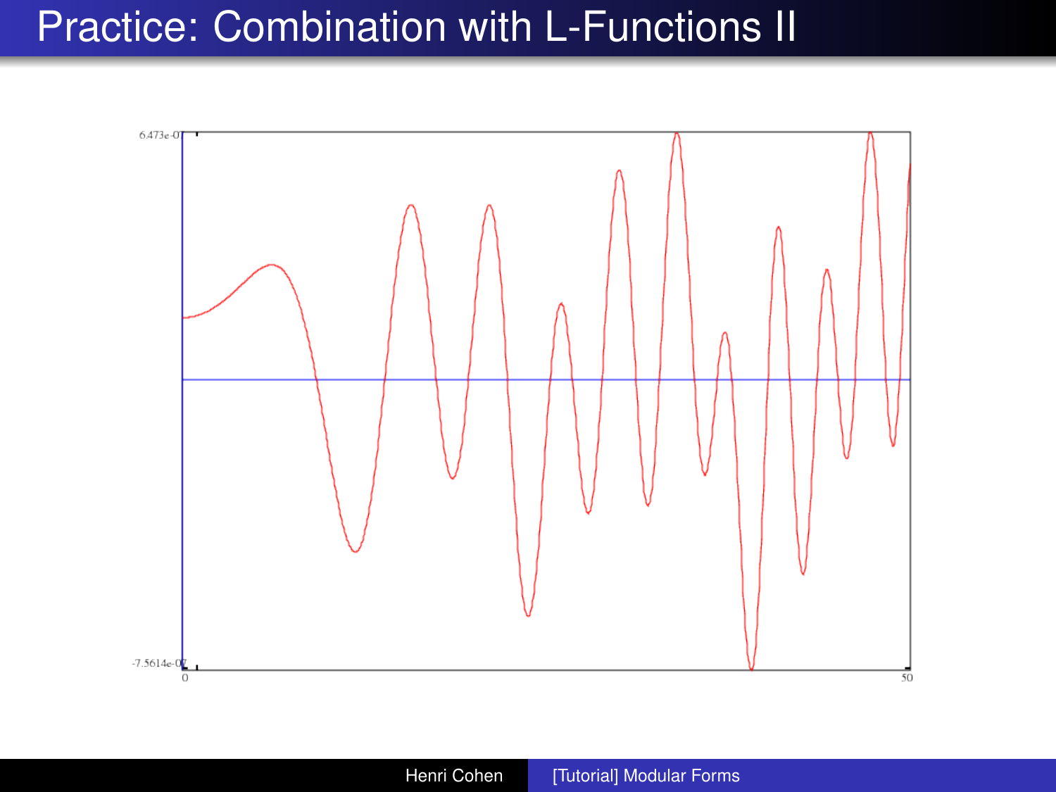# Practice: Combination with L-Functions II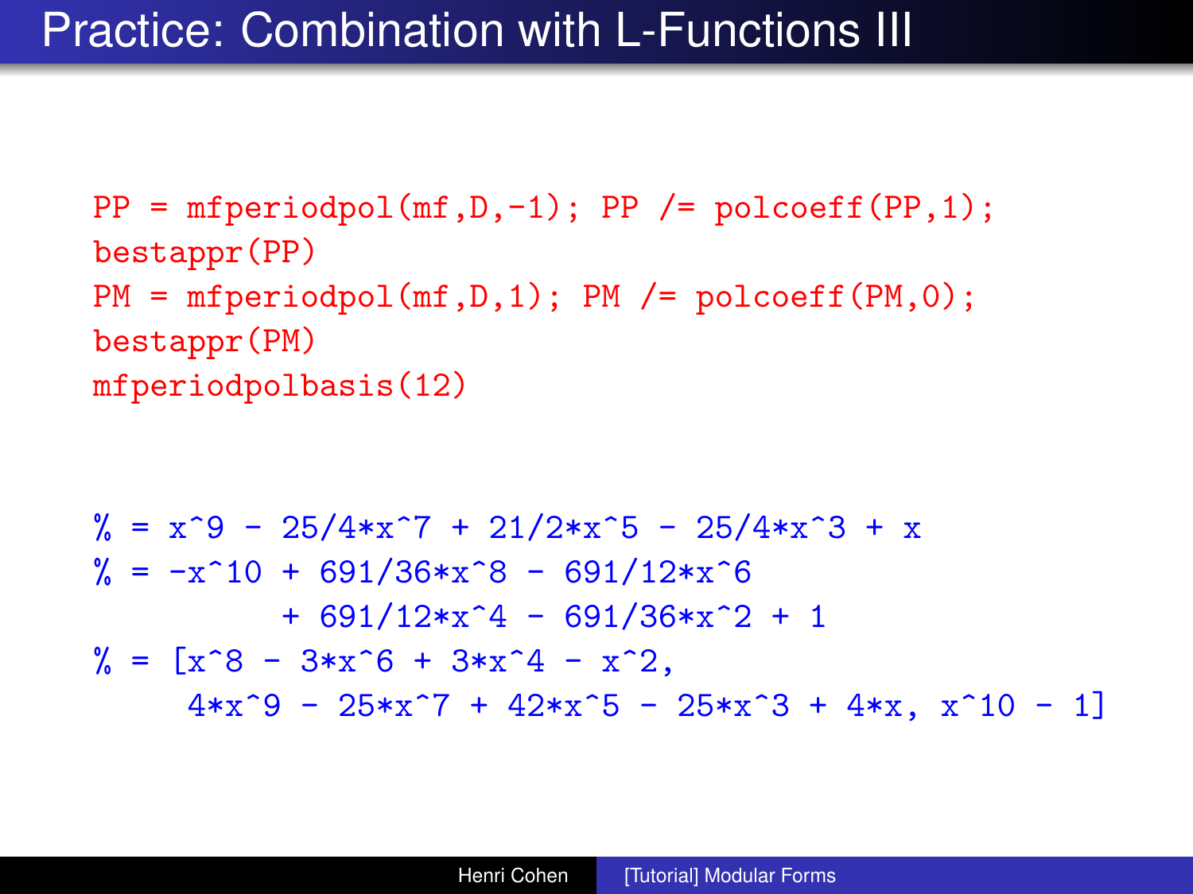# Practice: Combination with L-Functions III

```
PP = mfperiodpol(mf,D,-1); PP /= polcoeff(PP,1);
bestappr(PP)
PM = mfperiodpol(mf,D,1); PM /= polcoeff(PM,0);
bestappr(PM)
mfperiodpolbasis(12)
```

```
% = x^9 - 25/4*x^7 + 21/2*x^5 - 25/4*x^3 + x
% = -x^10 + 691/36*x^8 - 691/12*x^6
          + 691/12*x^4 - 691/36*x^2 + 1
% = [x^8 - 3*x^6 + 3*x^4 - x^2,
     4*x^9 - 25*x^7 + 42*x^5 - 25*x^3 + 4*x, x^10 - 1]
```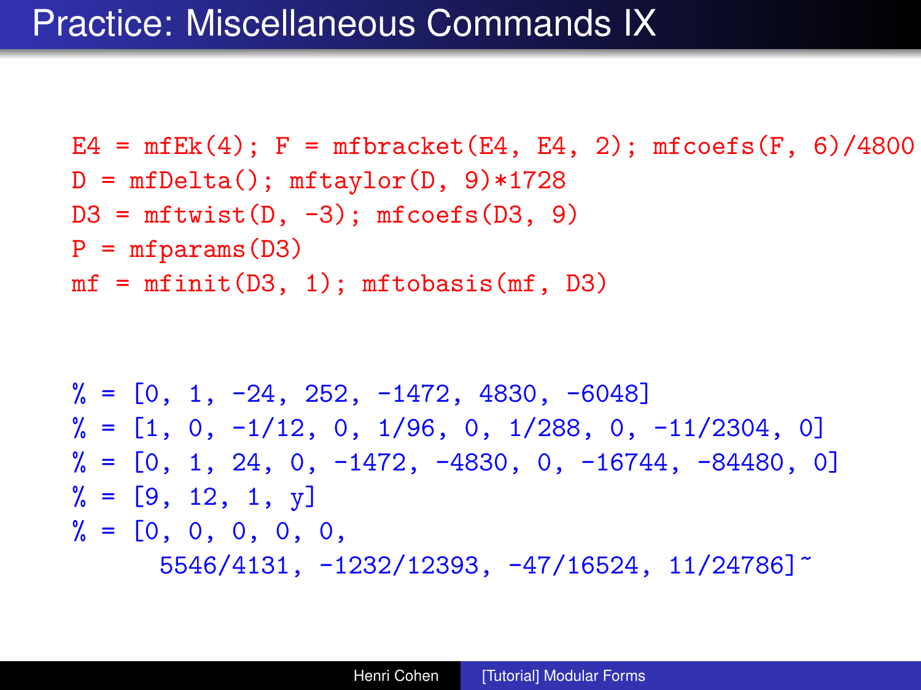# Practice: Miscellaneous Commands IX

```
E4 = mfEk(4); F = mfbracket(E4, E4, 2); mfcoefs(F, 6)/4800
D = mfDelta(); mftaylor(D, 9)*1728
D3 = mftwist(D, -3); mfcoefs(D3, 9)
P = mfparams(D3)
mf = mfinit(D3, 1); mftobasis(mf, D3)
```

```
% = [0, 1, -24, 252, -1472, 4830, -6048]
% = [1, 0, -1/12, 0, 1/96, 0, 1/288, 0, -11/2304, 0]
% = [0, 1, 24, 0, -1472, -4830, 0, -16744, -84480, 0]
% = [9, 12, 1, y]
% = [0, 0, 0, 0, 0,
     5546/4131, -1232/12393, -47/16524, 11/24786]~
```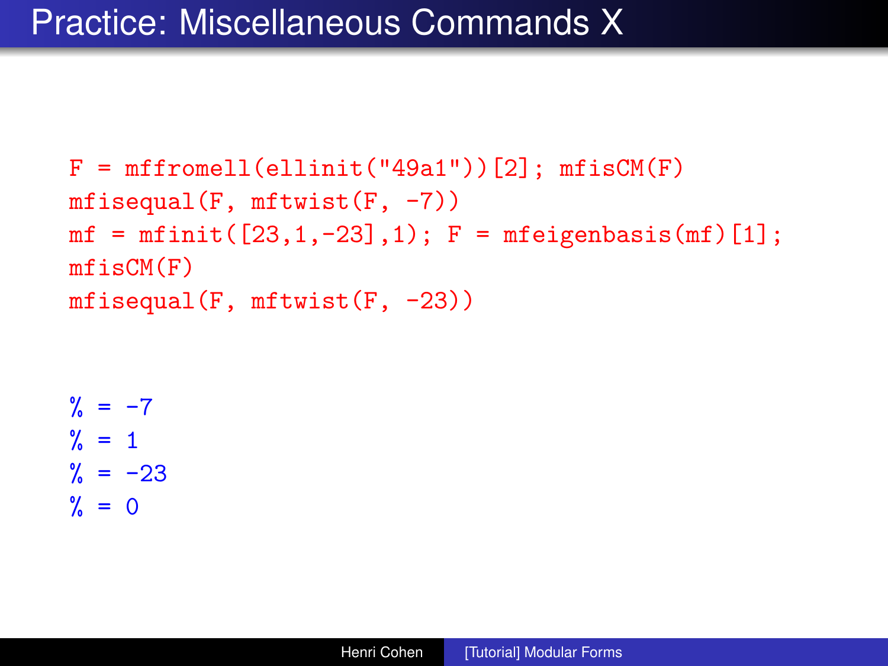# Practice: Miscellaneous Commands X

```
F = mffromell(ellinit("49a1"))[2]; mfisCM(F)
mfisequal(F, mftwist(F, -7))
mf = mfinit([23,1,-23],1); F = mfeigenbasis(mf)[1];
mfisCM(F)
mfisequal(F, mftwist(F, -23))
```

```
% = -7
% = 1
% = -23
% = 0
```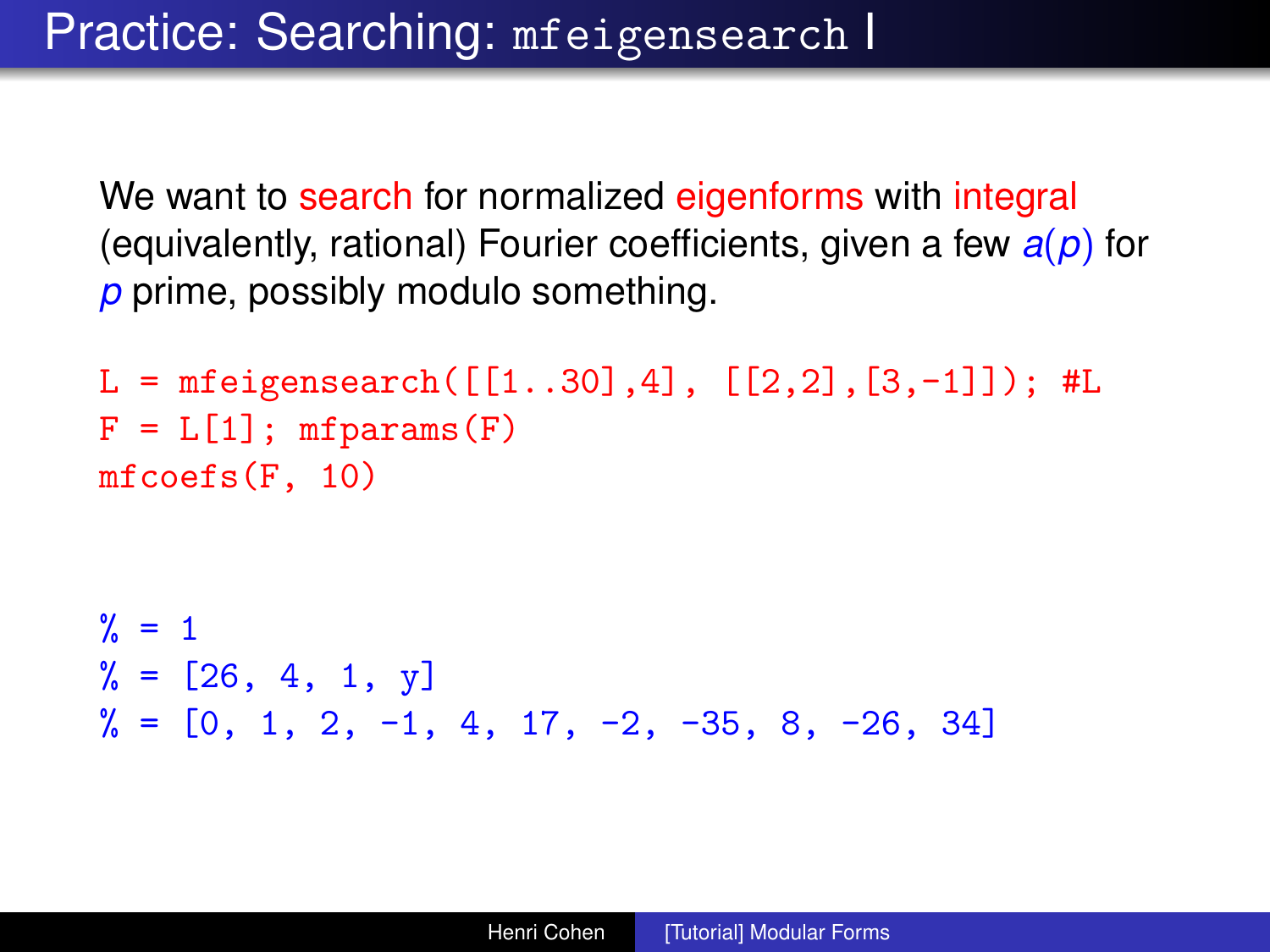# Practice: Searching: `mfeigensearch` I

We want to search for normalized eigenforms with integral (equivalently, rational) Fourier coefficients, given a few $a(p)$ for $p$ prime, possibly modulo something.

```
L = mfeigensearch([[1..30],4], [[2,2],[3,-1]]); #L
F = L[1]; mfparams(F)
mfcoefs(F, 10)
```

```
% = 1
% = [26, 4, 1, y]
% = [0, 1, 2, -1, 4, 17, -2, -35, 8, -26, 34]
```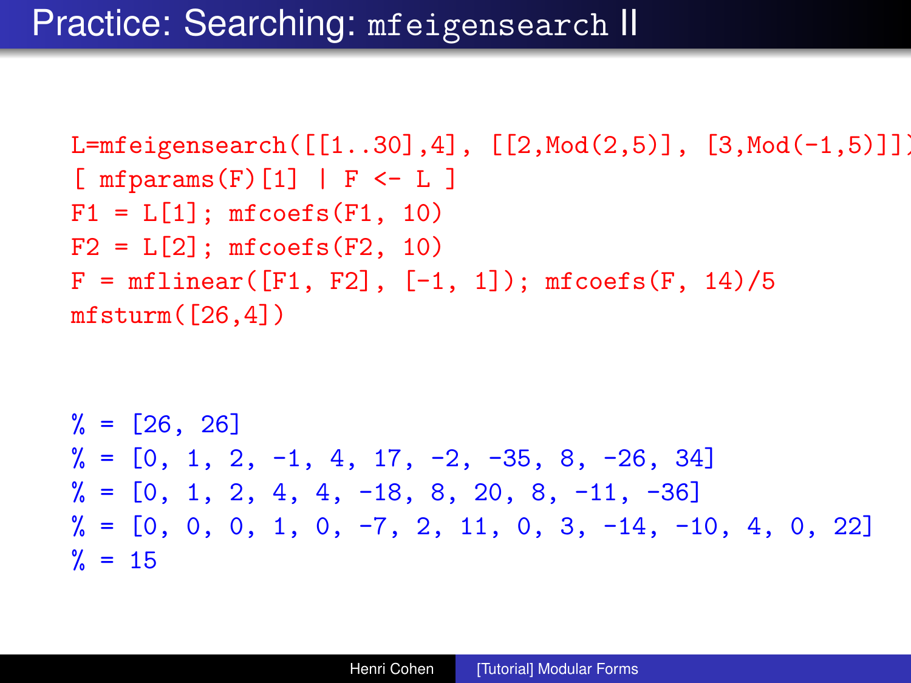# Practice: Searching: `mfeigensearch` II

```
L=mfeigensearch([[1..30],4], [[2,Mod(2,5)], [3,Mod(-1,5)]])
[ mfparams(F)[1] | F <- L ]
F1 = L[1]; mfcoefs(F1, 10)
F2 = L[2]; mfcoefs(F2, 10)
F = mflinear([F1, F2], [-1, 1]); mfcoefs(F, 14)/5
mfsturm([26,4])
```

```
% = [26, 26]
% = [0, 1, 2, -1, 4, 17, -2, -35, 8, -26, 34]
% = [0, 1, 2, 4, 4, -18, 8, 20, 8, -11, -36]
% = [0, 0, 0, 1, 0, -7, 2, 11, 0, 3, -14, -10, 4, 0, 22]
% = 15
```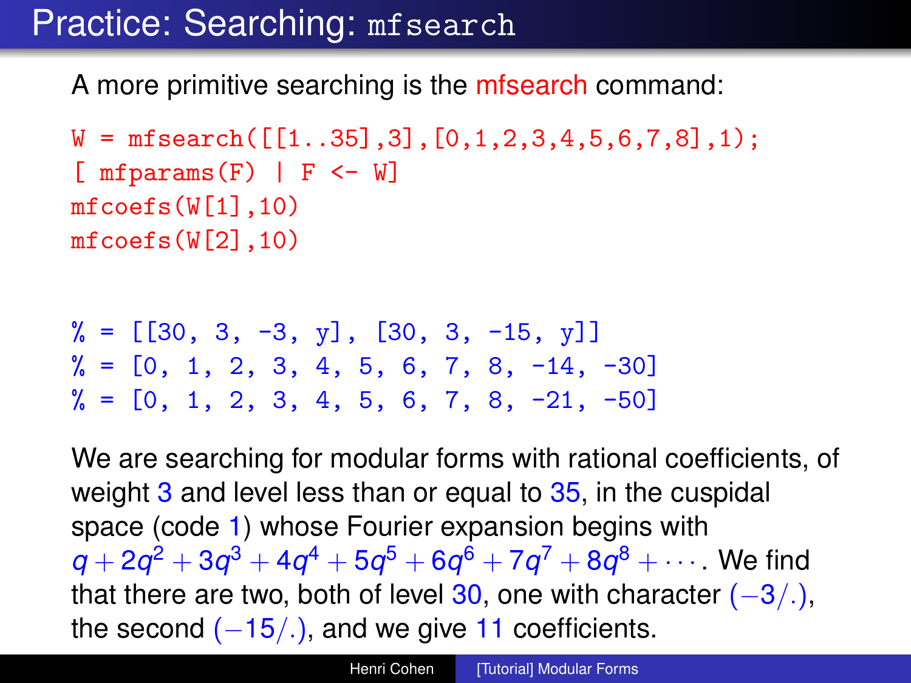# Practice: Searching: mfsearch

A more primitive searching is the mfsearch command:

```
W = mfsearch([[1..35],3],[0,1,2,3,4,5,6,7,8],1);
[ mfparams(F) | F <- W]
mfcoefs(W[1],10)
mfcoefs(W[2],10)
```

```
% = [[30, 3, -3, y], [30, 3, -15, y]]
% = [0, 1, 2, 3, 4, 5, 6, 7, 8, -14, -30]
% = [0, 1, 2, 3, 4, 5, 6, 7, 8, -21, -50]
```

We are searching for modular forms with rational coefficients, of weight 3 and level less than or equal to 35, in the cuspidal space (code 1) whose Fourier expansion begins with $q + 2q^2 + 3q^3 + 4q^4 + 5q^5 + 6q^6 + 7q^7 + 8q^8 + \cdots$. We find that there are two, both of level 30, one with character $(-3/.)$, the second $(-15/.)$, and we give 11 coefficients.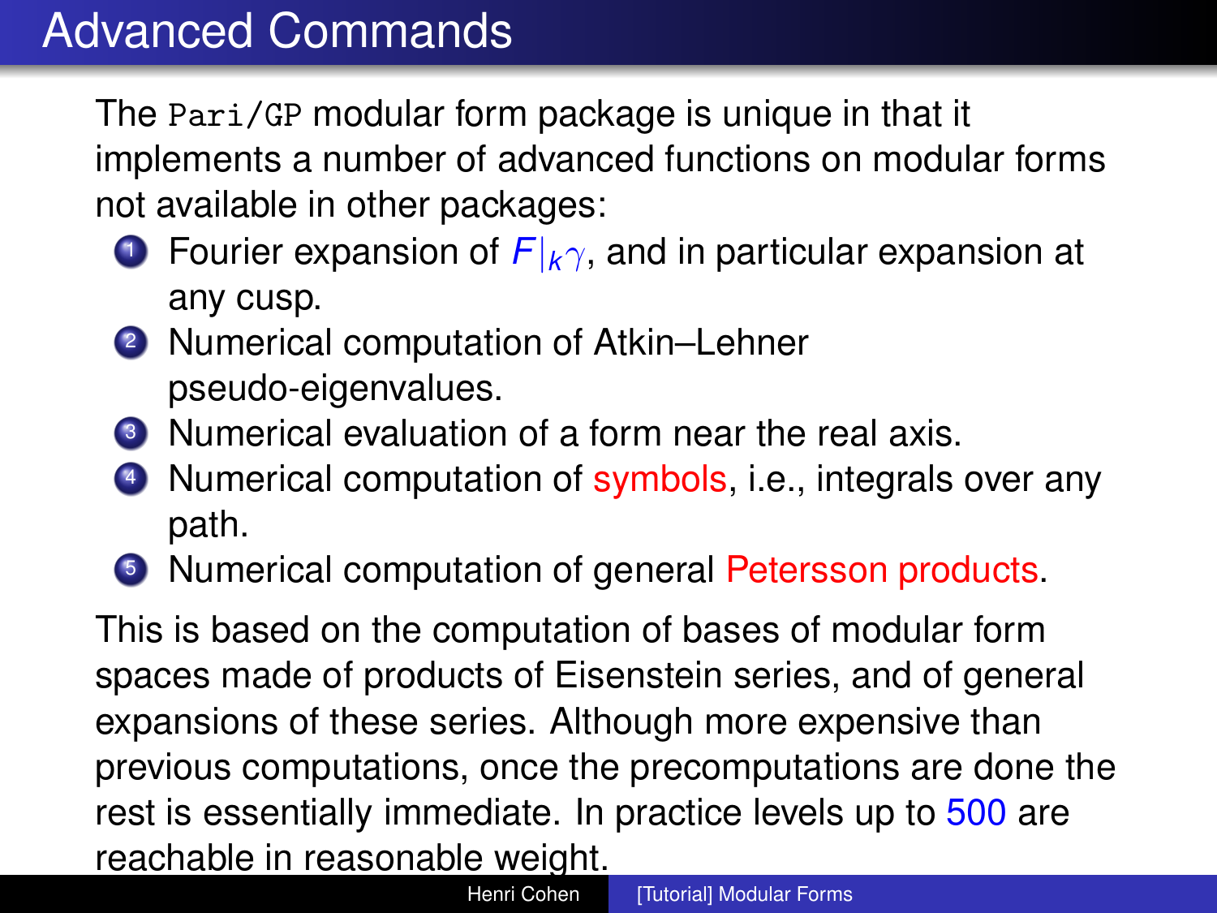# Advanced Commands

The Pari/GP modular form package is unique in that it implements a number of advanced functions on modular forms not available in other packages:

1. Fourier expansion of $F|_k\gamma$, and in particular expansion at any cusp.
2. Numerical computation of Atkin–Lehner pseudo-eigenvalues.
3. Numerical evaluation of a form near the real axis.
4. Numerical computation of symbols, i.e., integrals over any path.
5. Numerical computation of general Petersson products.

This is based on the computation of bases of modular form spaces made of products of Eisenstein series, and of general expansions of these series. Although more expensive than previous computations, once the precomputations are done the rest is essentially immediate. In practice levels up to 500 are reachable in reasonable weight.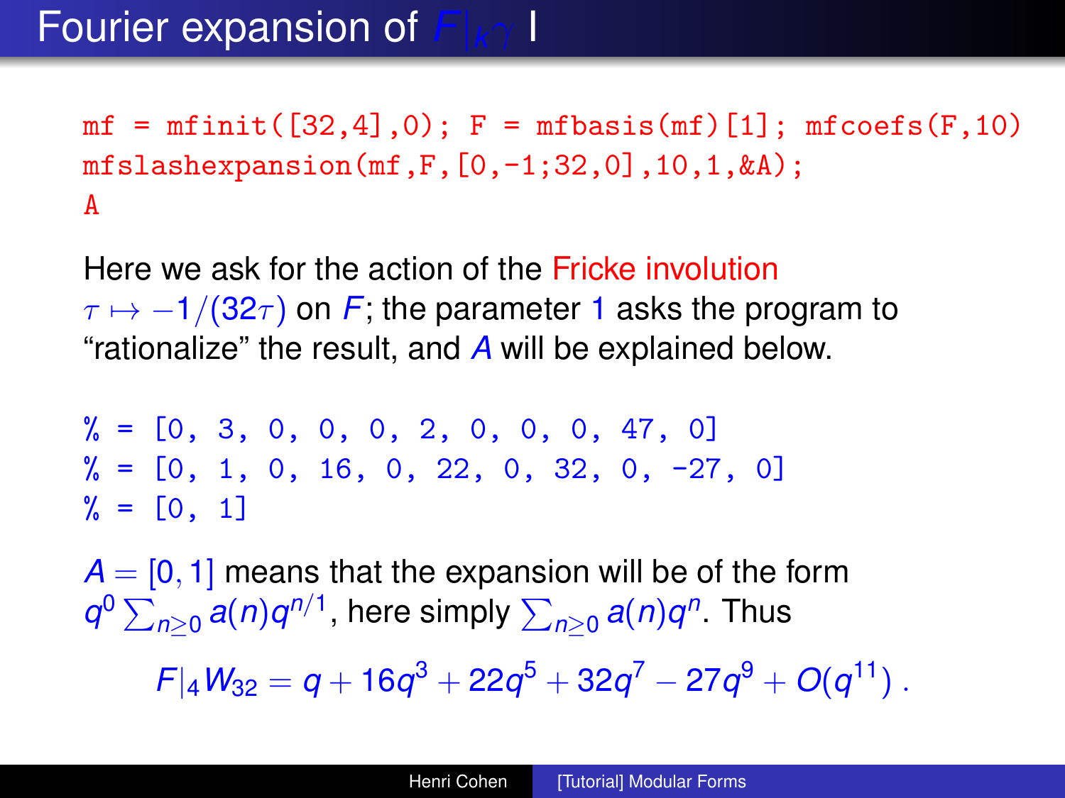# Fourier expansion of $F|_k\gamma$ I

```
mf = mfinit([32,4],0); F = mfbasis(mf)[1]; mfcoefs(F,10)
mfslashexpansion(mf,F,[0,-1;32,0],10,1,&A);
A
```

Here we ask for the action of the Fricke involution $\tau \mapsto -1/(32\tau)$ on $F$; the parameter 1 asks the program to "rationalize" the result, and $A$ will be explained below.

```
% = [0, 3, 0, 0, 0, 2, 0, 0, 0, 47, 0]
% = [0, 1, 0, 16, 0, 22, 0, 32, 0, -27, 0]
% = [0, 1]
```

$A = [0, 1]$ means that the expansion will be of the form $q^0 \sum_{n\geq 0} a(n)q^{n/1}$, here simply $\sum_{n\geq 0} a(n)q^n$. Thus

$$F|_4 W_{32} = q + 16q^3 + 22q^5 + 32q^7 - 27q^9 + O(q^{11}) .$$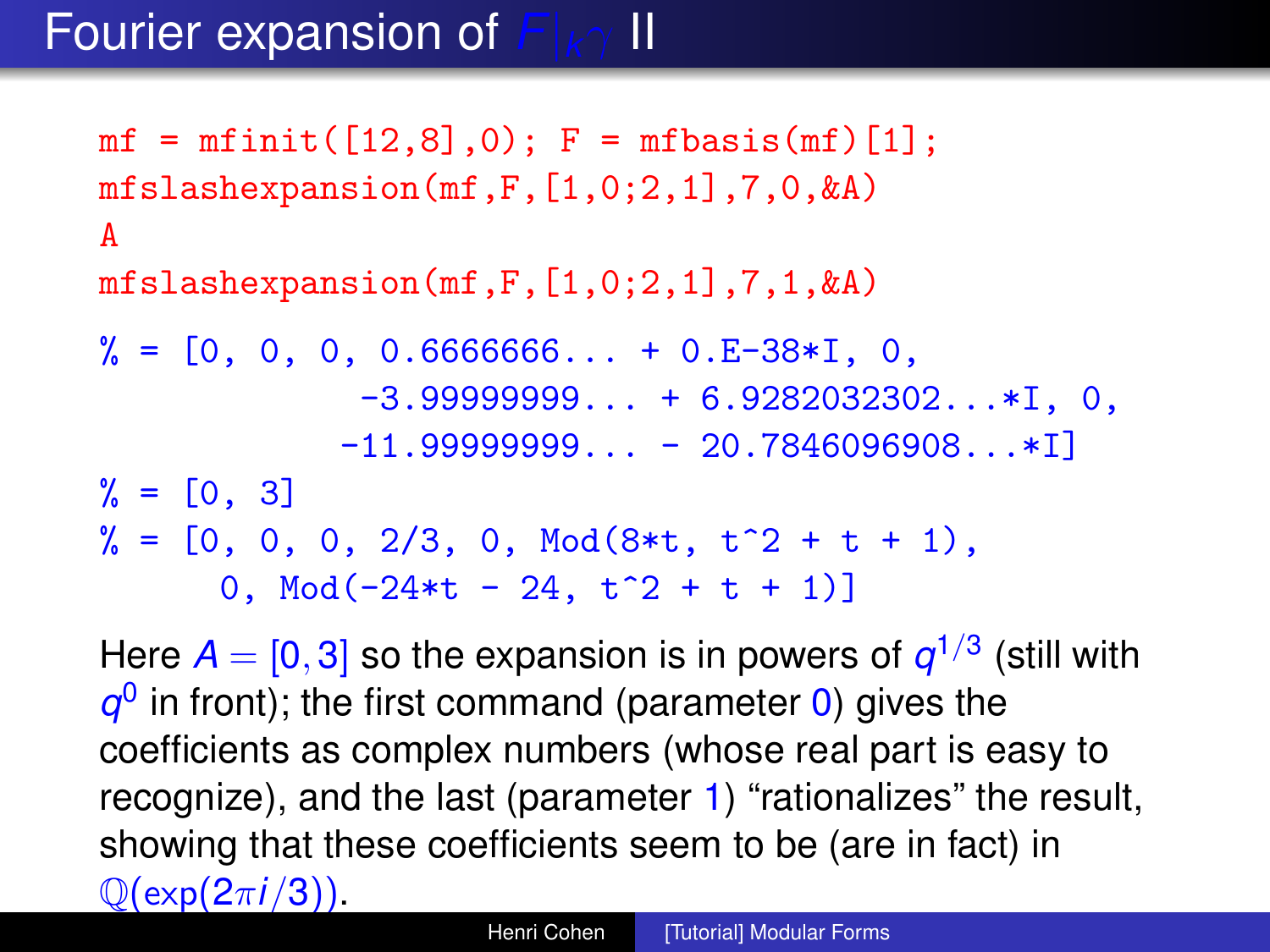# Fourier expansion of $F|_k\gamma$ II

```
mf = mfinit([12,8],0); F = mfbasis(mf)[1];
mfslashexpansion(mf,F,[1,0;2,1],7,0,&A)
A
mfslashexpansion(mf,F,[1,0;2,1],7,1,&A)
```

```
% = [0, 0, 0, 0.6666666... + 0.E-38*I, 0,
            -3.99999999... + 6.9282032302...*I, 0,
           -11.99999999... - 20.7846096908...*I]
% = [0, 3]
% = [0, 0, 0, 2/3, 0, Mod(8*t, t^2 + t + 1),
      0, Mod(-24*t - 24, t^2 + t + 1)]
```

Here $A = [0, 3]$ so the expansion is in powers of $q^{1/3}$ (still with $q^0$ in front); the first command (parameter $0$) gives the coefficients as complex numbers (whose real part is easy to recognize), and the last (parameter $1$) "rationalizes" the result, showing that these coefficients seem to be (are in fact) in $\mathbb{Q}(\exp(2\pi i/3))$.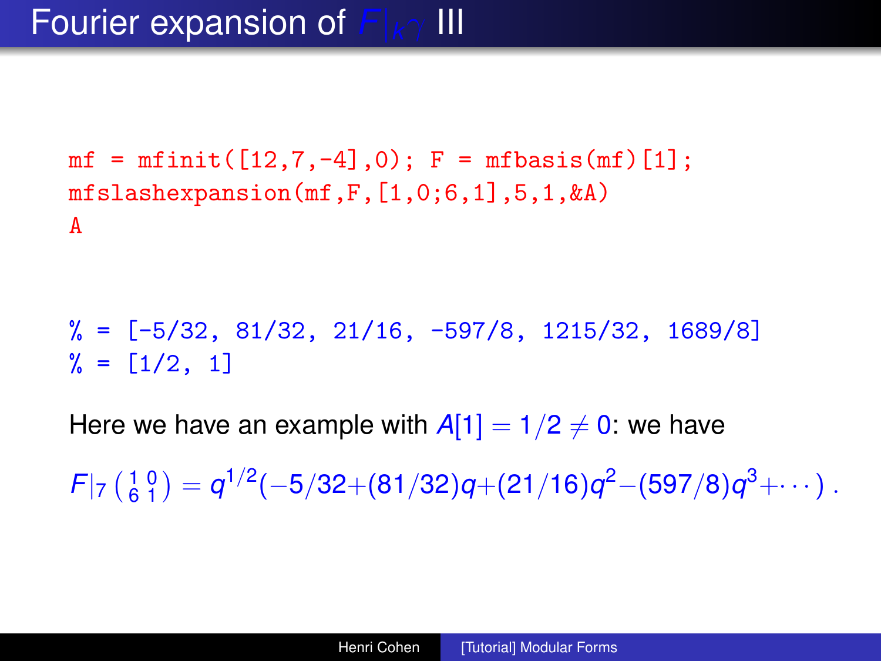# Fourier expansion of $F|_k\gamma$ III

```
mf = mfinit([12,7,-4],0); F = mfbasis(mf)[1];
mfslashexpansion(mf,F,[1,0;6,1],5,1,&A)
A
```

```
% = [-5/32, 81/32, 21/16, -597/8, 1215/32, 1689/8]
% = [1/2, 1]
```

Here we have an example with $A[1] = 1/2 \neq 0$: we have

$F|_7 \left(\begin{smallmatrix} 1 & 0 \\ 6 & 1 \end{smallmatrix}\right) = q^{1/2}(-5/32+(81/32)q+(21/16)q^2-(597/8)q^3+\cdots)\ .$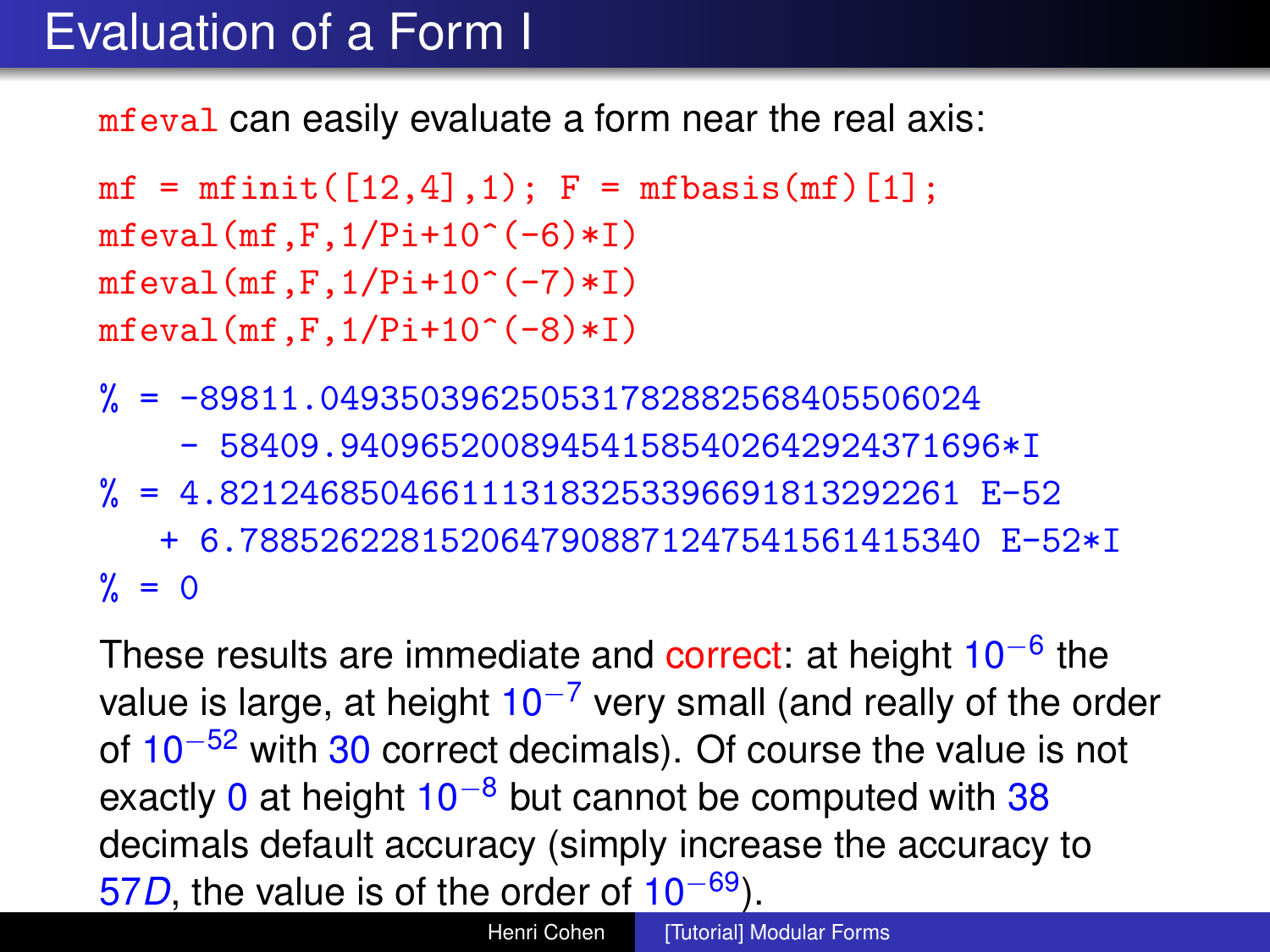# Evaluation of a Form I

`mfeval` can easily evaluate a form near the real axis:

```
mf = mfinit([12,4],1); F = mfbasis(mf)[1];
mfeval(mf,F,1/Pi+10^(-6)*I)
mfeval(mf,F,1/Pi+10^(-7)*I)
mfeval(mf,F,1/Pi+10^(-8)*I)
```

```
% = -89811.049350396250531782882568405506024
    - 58409.940965200894541585402642924371696*I
% = 4.8212468504661113183253396691813292261 E-52
   + 6.7885262281520647908871247541561415340 E-52*I
% = 0
```

These results are immediate and correct: at height $10^{-6}$ the value is large, at height $10^{-7}$ very small (and really of the order of $10^{-52}$ with 30 correct decimals). Of course the value is not exactly 0 at height $10^{-8}$ but cannot be computed with 38 decimals default accuracy (simply increase the accuracy to $57D$, the value is of the order of $10^{-69}$).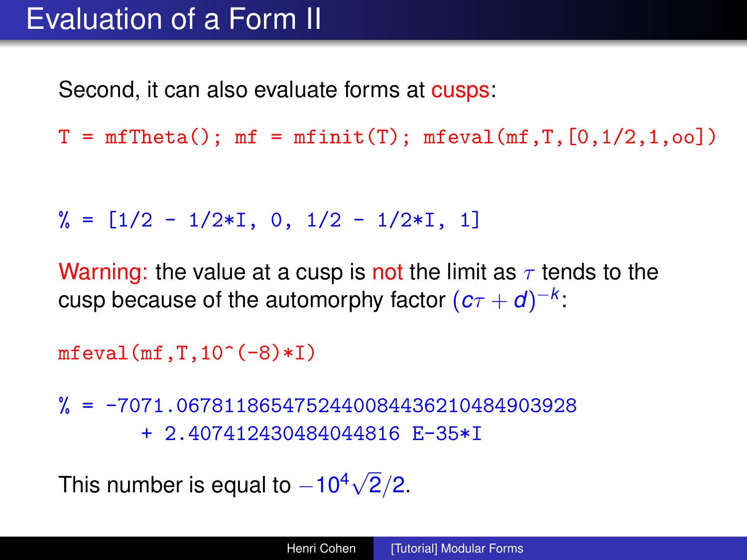# Evaluation of a Form II

Second, it can also evaluate forms at cusps:

```
T = mfTheta(); mf = mfinit(T); mfeval(mf,T,[0,1/2,1,oo])
```

```
% = [1/2 - 1/2*I, 0, 1/2 - 1/2*I, 1]
```

Warning: the value at a cusp is not the limit as $\tau$ tends to the cusp because of the automorphy factor $(c\tau + d)^{-k}$:

```
mfeval(mf,T,10^(-8)*I)
```

```
% = -7071.0678118654752440084436210484903928
      + 2.4074124304840448 16 E-35*I
```

This number is equal to $-10^4\sqrt{2}/2$.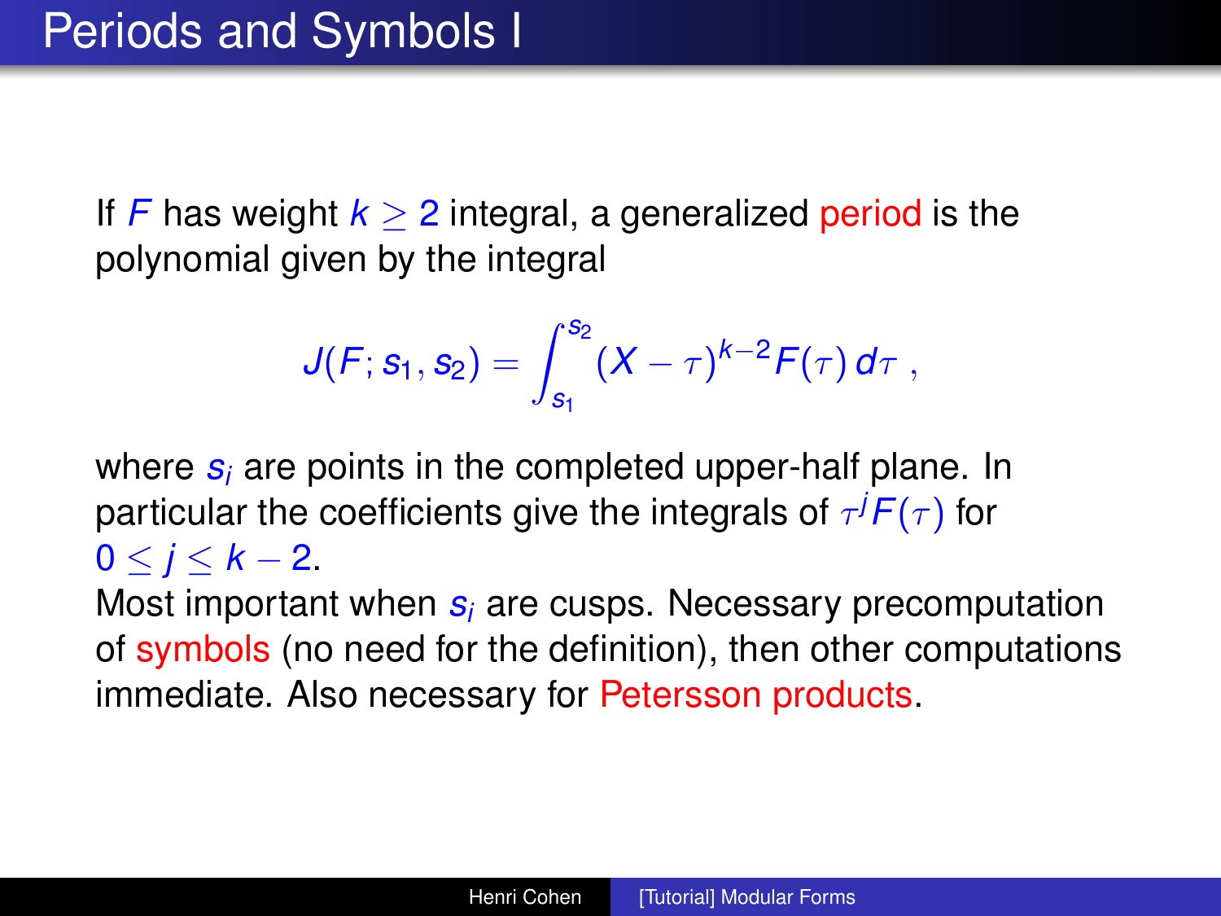# Periods and Symbols I

If $F$ has weight $k \geq 2$ integral, a generalized period is the polynomial given by the integral

$$J(F; s_1, s_2) = \int_{s_1}^{s_2} (X - \tau)^{k-2} F(\tau)\, d\tau\ ,$$

where $s_i$ are points in the completed upper-half plane. In particular the coefficients give the integrals of $\tau^j F(\tau)$ for $0 \leq j \leq k-2$.

Most important when $s_i$ are cusps. Necessary precomputation of symbols (no need for the definition), then other computations immediate. Also necessary for Petersson products.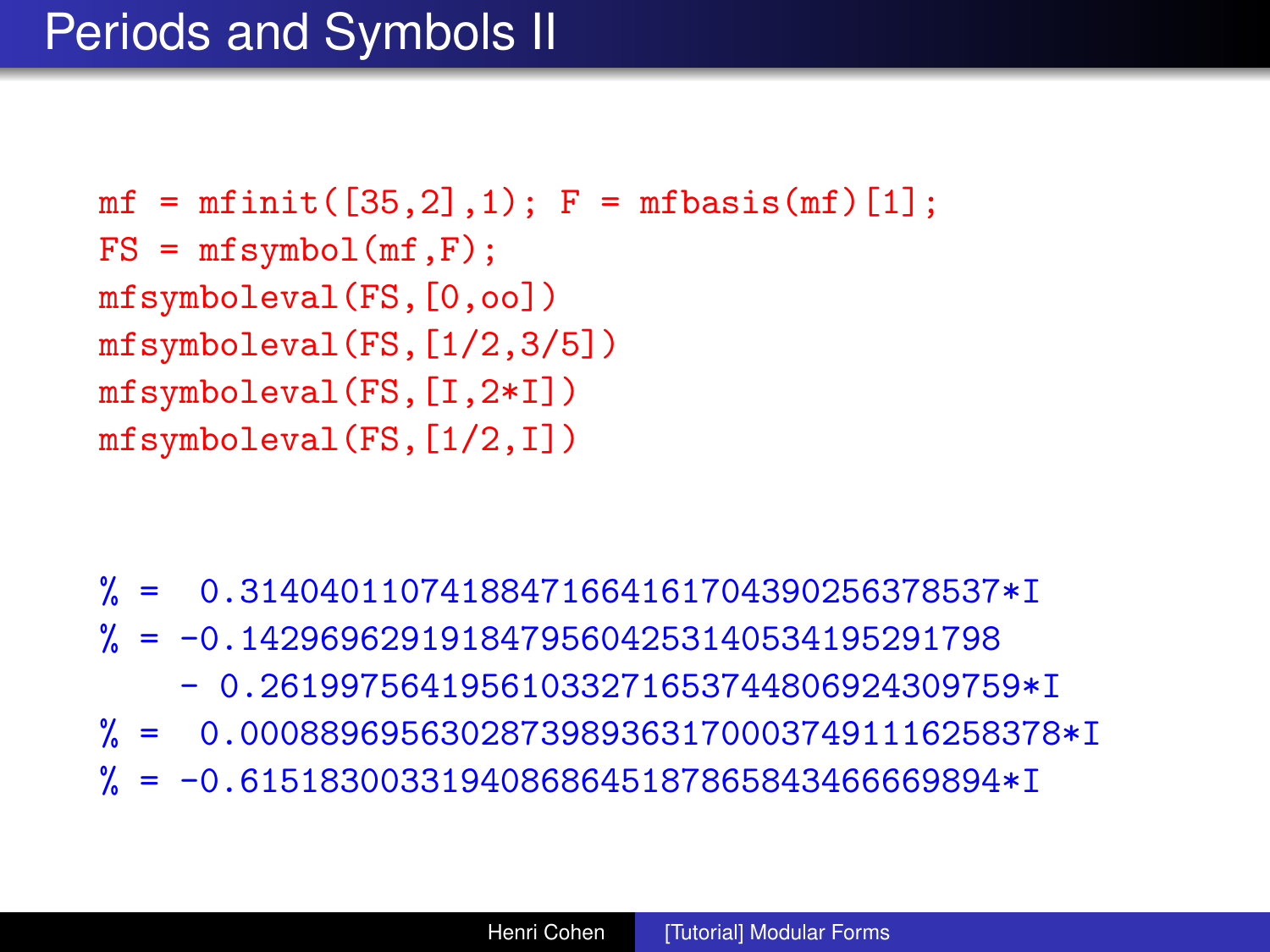# Periods and Symbols II

```
mf = mfinit([35,2],1); F = mfbasis(mf)[1];
FS = mfsymbol(mf,F);
mfsymboleval(FS,[0,oo])
mfsymboleval(FS,[1/2,3/5])
mfsymboleval(FS,[I,2*I])
mfsymboleval(FS,[1/2,I])
```

```
% =  0.31404011074188471664161704390256378537*I
% = -0.14296962919184795604253140534195291798
    - 0.26199756419561033271653744806924309759*I
% =  0.00088969563028739893631700037491116258378*I
% = -0.61518300331940868645187865843466669894*I
```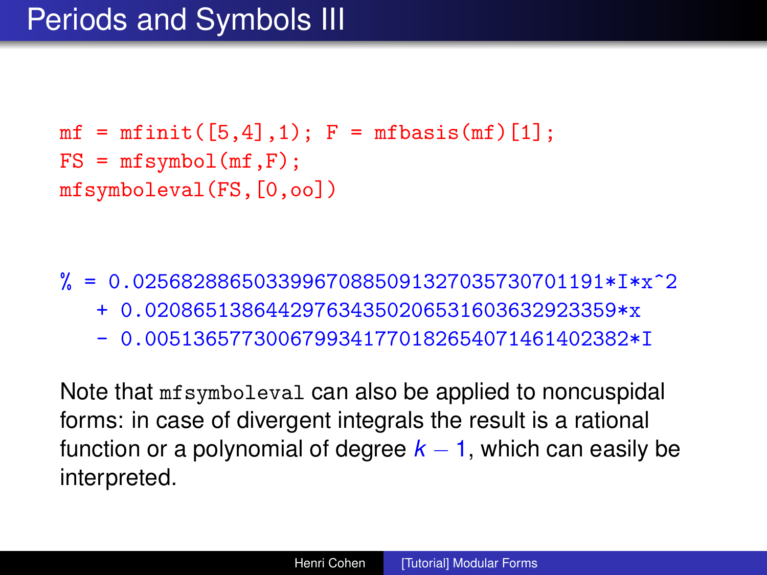# Periods and Symbols III

```
mf = mfinit([5,4],1); F = mfbasis(mf)[1];
FS = mfsymbol(mf,F);
mfsymboleval(FS,[0,oo])
```

```
% = 0.025682886503399670885091327035730701191*I*x^2
   + 0.020865138644297634350206531603632923359*x
   - 0.0051365773006799341770182654071461402382*I
```

Note that `mfsymboleval` can also be applied to noncuspidal forms: in case of divergent integrals the result is a rational function or a polynomial of degree $k - 1$, which can easily be interpreted.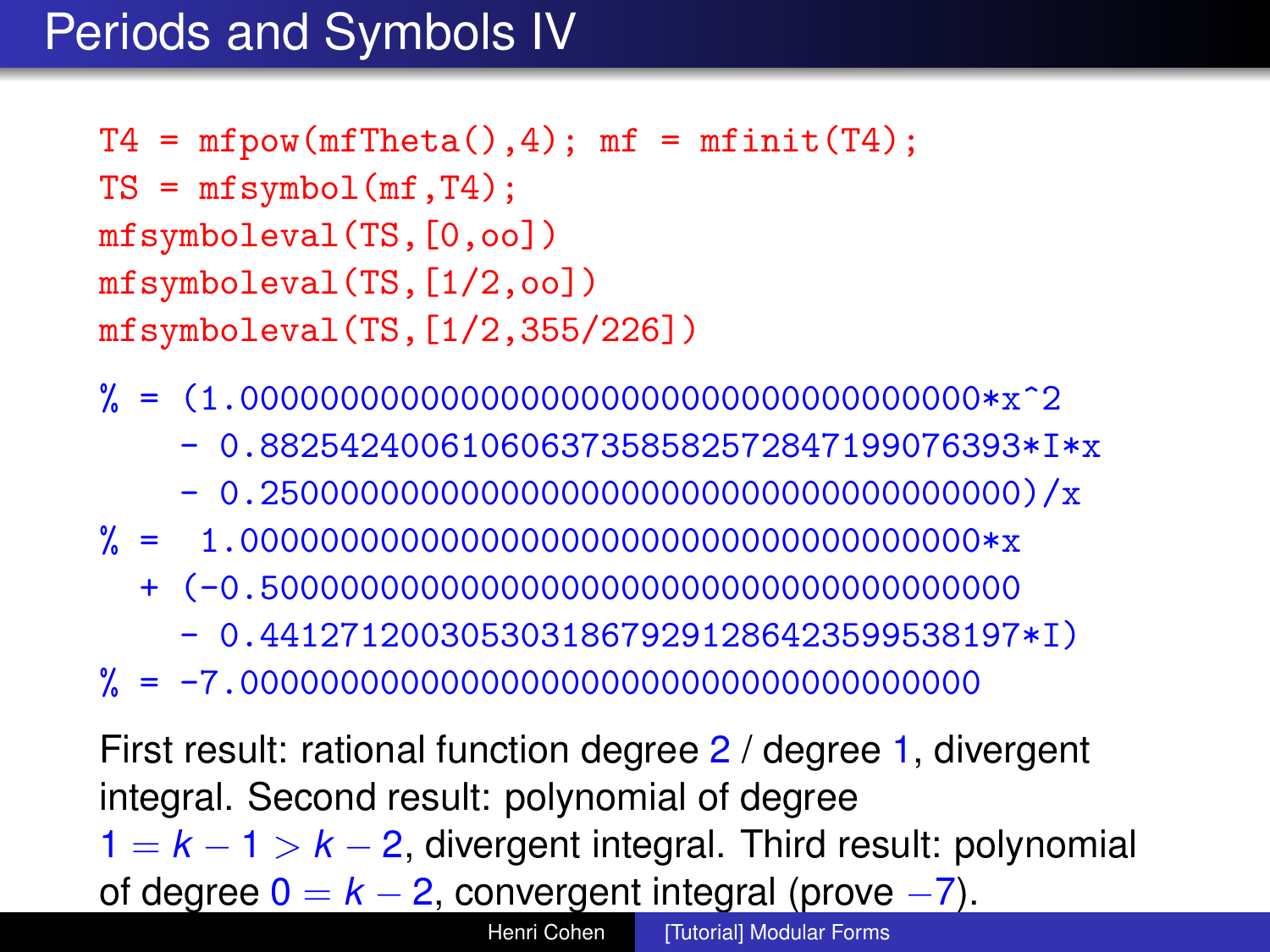# Periods and Symbols IV

```
T4 = mfpow(mfTheta(),4); mf = mfinit(T4);
TS = mfsymbol(mf,T4);
mfsymboleval(TS,[0,oo])
mfsymboleval(TS,[1/2,oo])
mfsymboleval(TS,[1/2,355/226])
```

```
% = (1.000000000000000000000000000000000000000*x^2
    - 0.8825424006106063735858257284719907639​3*I*x
    - 0.2500000000000000000000000000000000000000)/x
% =  1.000000000000000000000000000000000000000*x
  + (-0.5000000000000000000000000000000000000000
    - 0.4412712003053031867929128642359953819​7*I)
% = -7.000000000000000000000000000000000000000
```

First result: rational function degree 2 / degree 1, divergent integral. Second result: polynomial of degree $1 = k - 1 > k - 2$, divergent integral. Third result: polynomial of degree $0 = k - 2$, convergent integral (prove $-7$).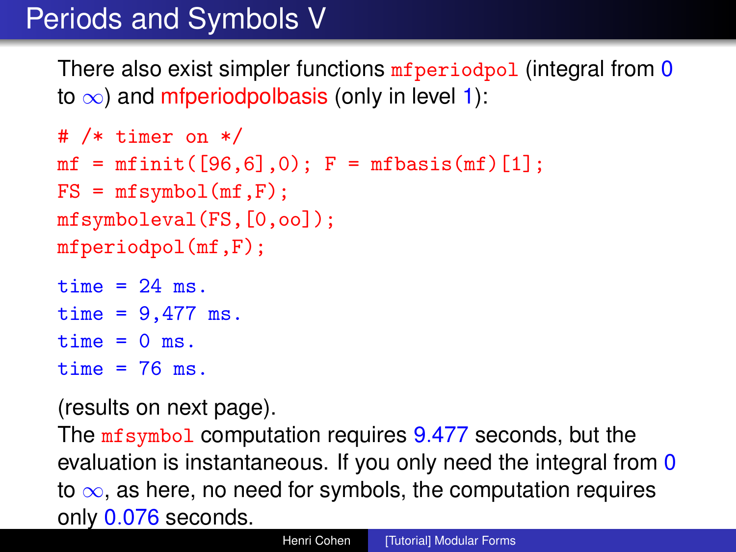# Periods and Symbols V

There also exist simpler functions `mfperiodpol` (integral from $0$ to $\infty$) and mfperiodpolbasis (only in level $1$):

```
# /* timer on */
mf = mfinit([96,6],0); F = mfbasis(mf)[1];
FS = mfsymbol(mf,F);
mfsymboleval(FS,[0,oo]);
mfperiodpol(mf,F);
```

```
time = 24 ms.
time = 9,477 ms.
time = 0 ms.
time = 76 ms.
```

(results on next page).

The `mfsymbol` computation requires 9.477 seconds, but the evaluation is instantaneous. If you only need the integral from $0$ to $\infty$, as here, no need for symbols, the computation requires only 0.076 seconds.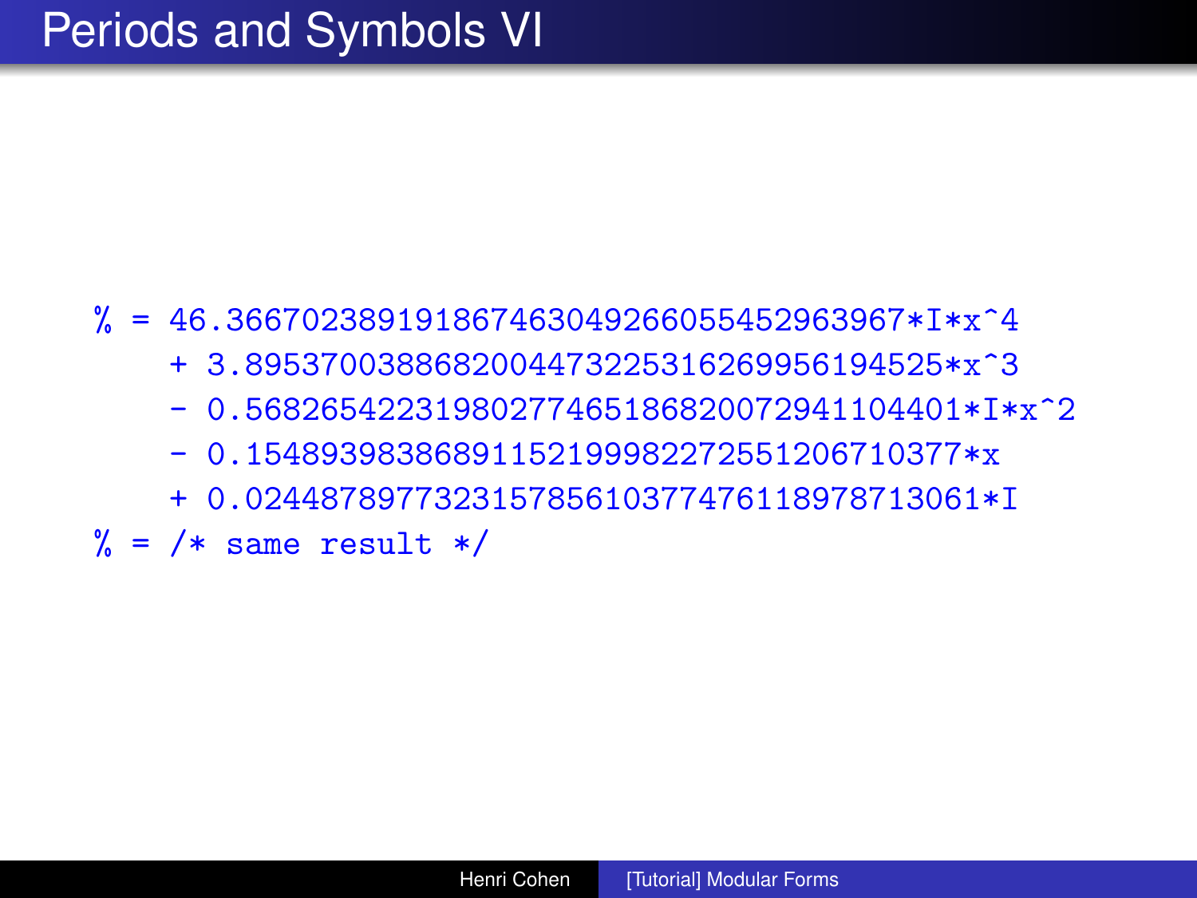# Periods and Symbols VI

```
% = 46.366702389191867463049266055452963967*I*x^4
    + 3.8953700388682004473225316269956194525*x^3
    - 0.56826542231980277465186820072941104401*I*x^2
    - 0.15489398386891152199982272551206710377*x
    + 0.024487897732315785610377476118978713061*I
% = /* same result */
```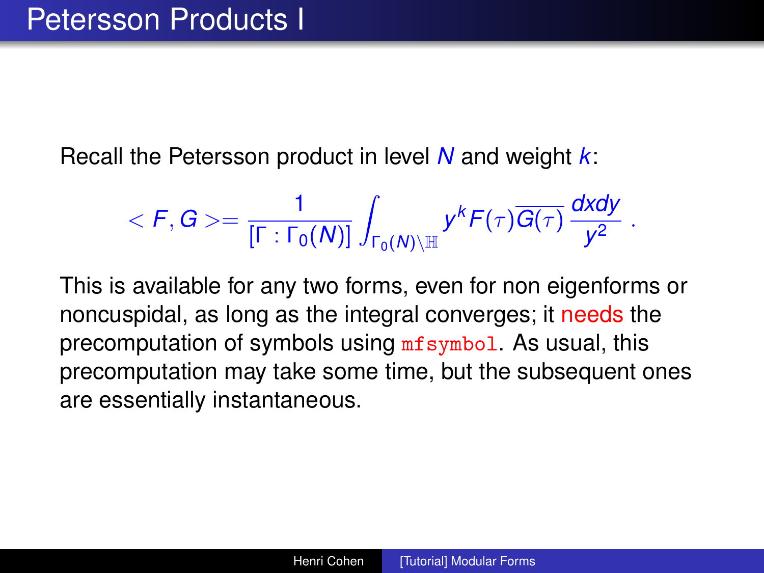# Petersson Products I

Recall the Petersson product in level $N$ and weight $k$:

$$< F, G >= \frac{1}{[\Gamma : \Gamma_0(N)]} \int_{\Gamma_0(N)\backslash\mathbb{H}} y^k F(\tau)\overline{G(\tau)}\,\frac{dxdy}{y^2}\ .$$

This is available for any two forms, even for non eigenforms or noncuspidal, as long as the integral converges; it needs the precomputation of symbols using `mfsymbol`. As usual, this precomputation may take some time, but the subsequent ones are essentially instantaneous.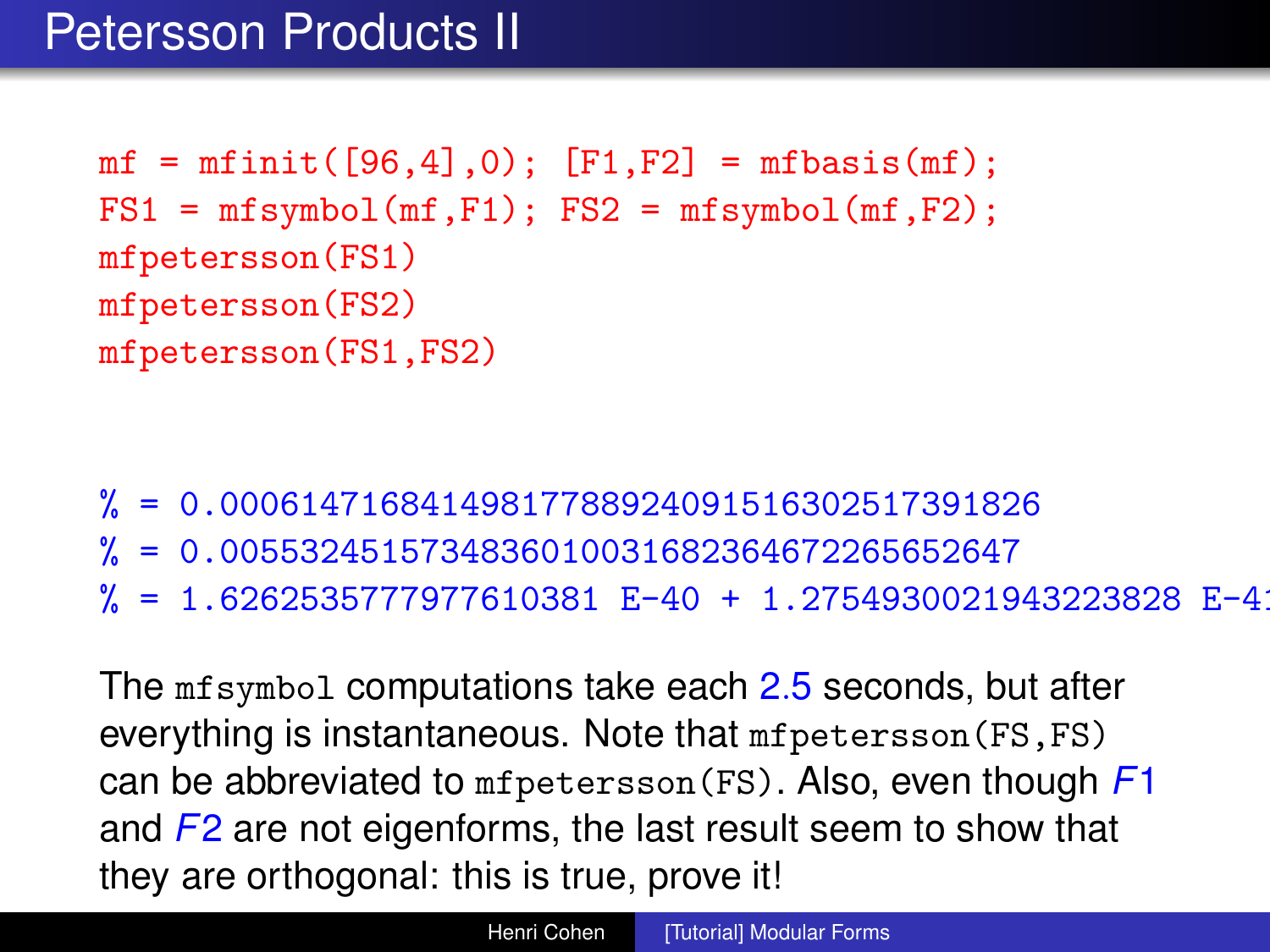# Petersson Products II

```
mf = mfinit([96,4],0); [F1,F2] = mfbasis(mf);
FS1 = mfsymbol(mf,F1); FS2 = mfsymbol(mf,F2);
mfpetersson(FS1)
mfpetersson(FS2)
mfpetersson(FS1,FS2)
```

```
% = 0.00061471684149817788924091516302517391826
% = 0.0055324515734836010031682364672265652647
% = 1.6262535777977610381 E-40 + 1.2754930021943223828 E-41
```

The `mfsymbol` computations take each 2.5 seconds, but after everything is instantaneous. Note that `mfpetersson(FS,FS)` can be abbreviated to `mfpetersson(FS)`. Also, even though $F1$ and $F2$ are not eigenforms, the last result seem to show that they are orthogonal: this is true, prove it!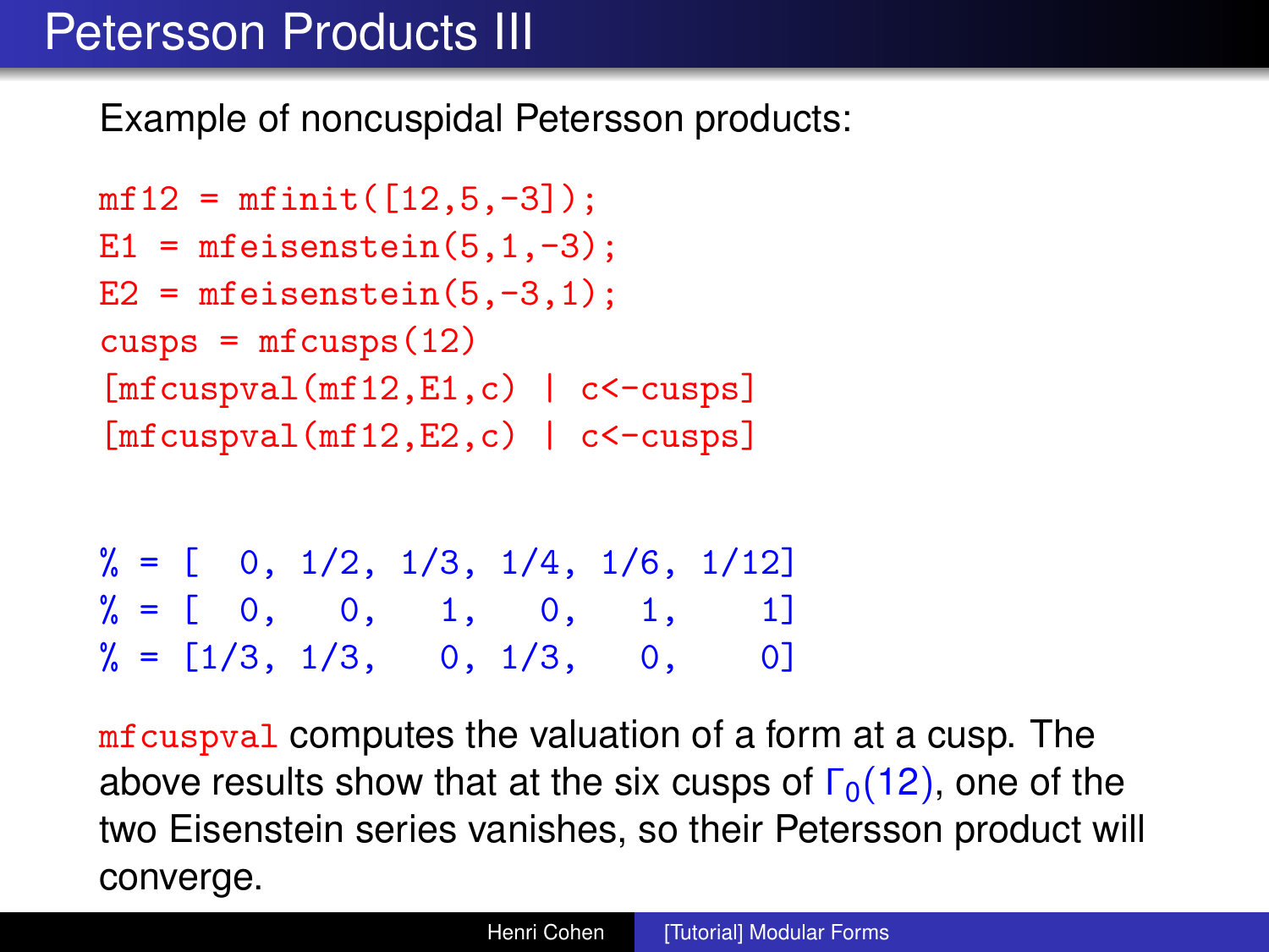# Petersson Products III

Example of noncuspidal Petersson products:

```
mf12 = mfinit([12,5,-3]);
E1 = mfeisenstein(5,1,-3);
E2 = mfeisenstein(5,-3,1);
cusps = mfcusps(12)
[mfcuspval(mf12,E1,c) | c<-cusps]
[mfcuspval(mf12,E2,c) | c<-cusps]
```

```
% = [  0, 1/2, 1/3, 1/4, 1/6, 1/12]
% = [  0,   0,   1,   0,   1,    1]
% = [1/3, 1/3,   0, 1/3,   0,    0]
```

`mfcuspval` computes the valuation of a form at a cusp. The above results show that at the six cusps of $\Gamma_0(12)$, one of the two Eisenstein series vanishes, so their Petersson product will converge.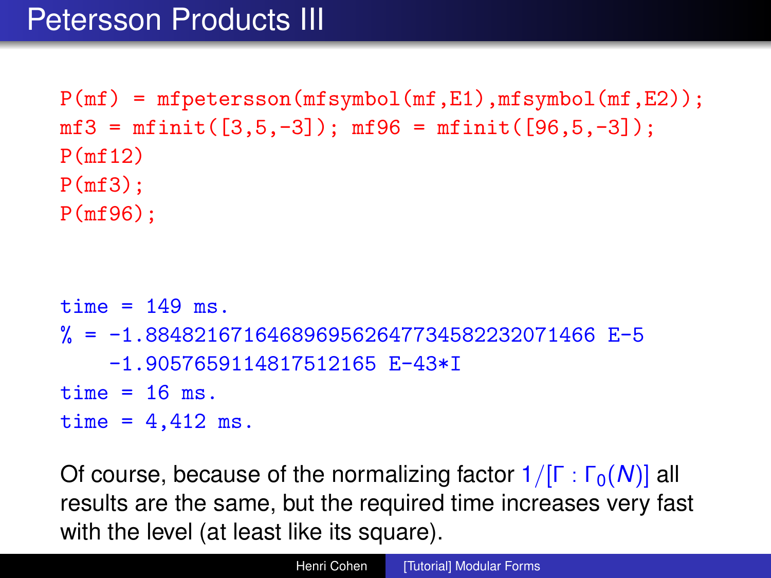# Petersson Products III

```
P(mf) = mfpetersson(mfsymbol(mf,E1),mfsymbol(mf,E2));
mf3 = mfinit([3,5,-3]); mf96 = mfinit([96,5,-3]);
P(mf12)
P(mf3);
P(mf96);
```

```
time = 149 ms.
% = -1.8848216716468969562647734582232071466 E-5
    -1.9057659114817512165 E-43*I
time = 16 ms.
time = 4,412 ms.
```

Of course, because of the normalizing factor $1/[\Gamma : \Gamma_0(N)]$ all results are the same, but the required time increases very fast with the level (at least like its square).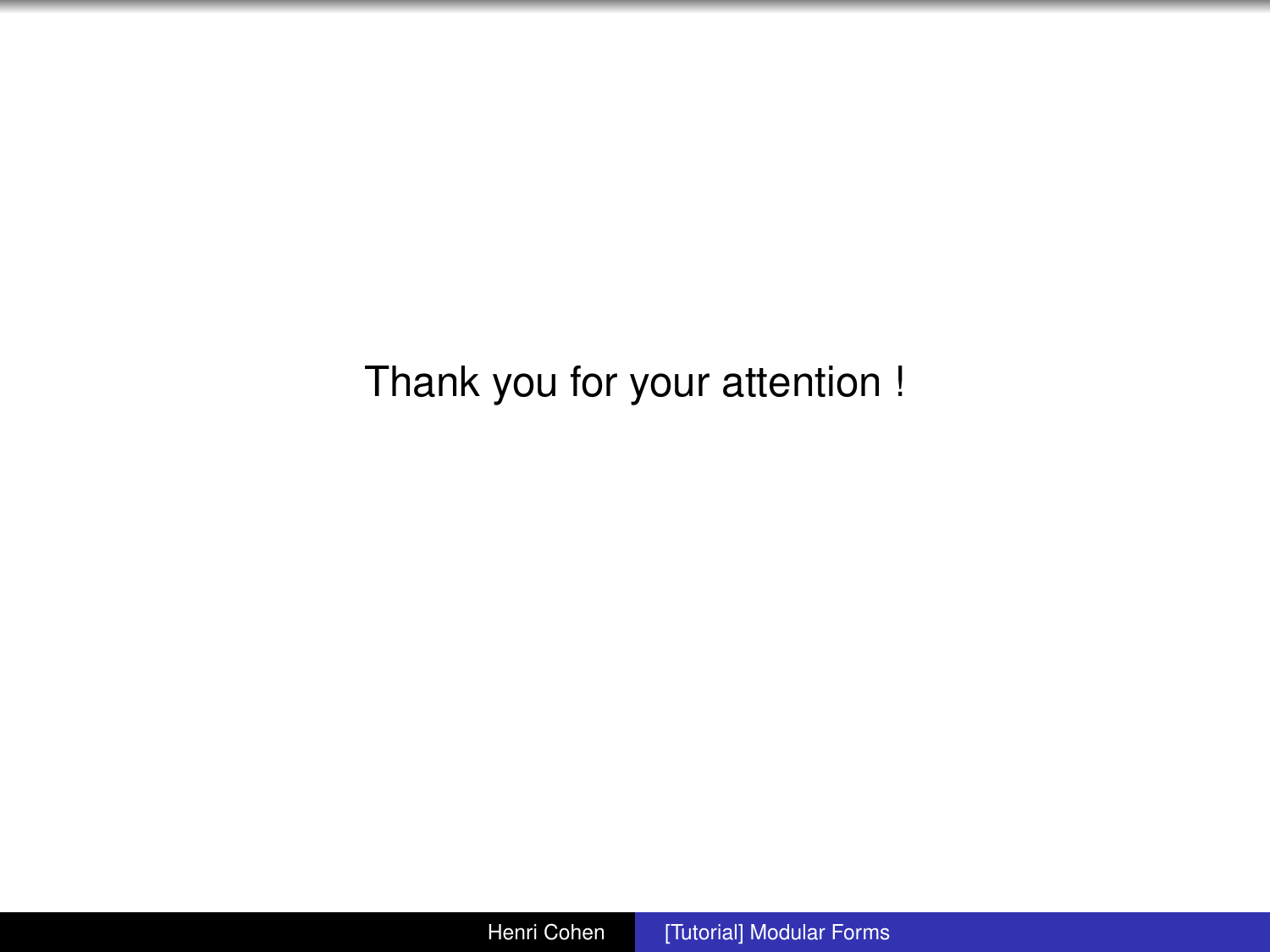Thank you for your attention !